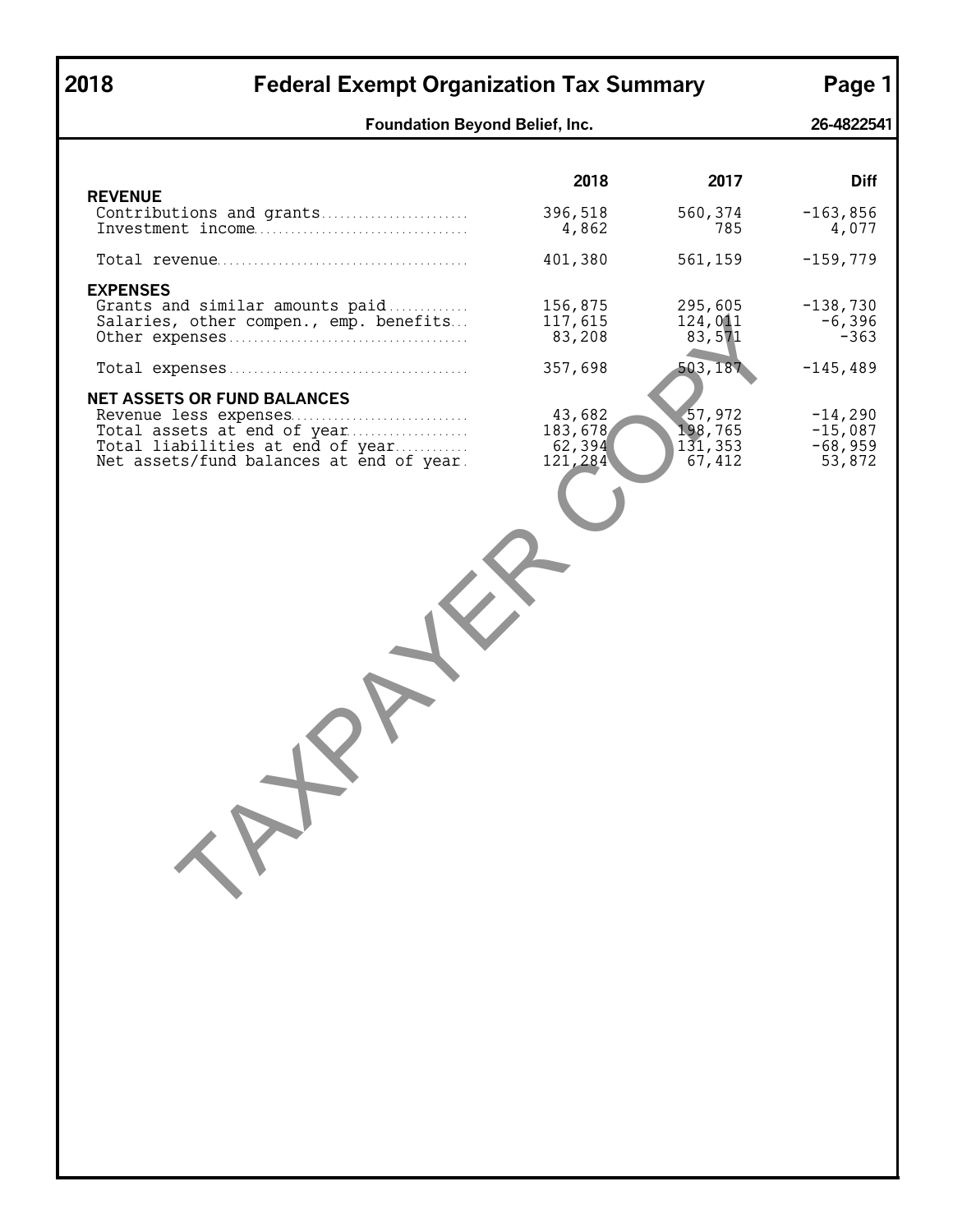# 2018 Federal Exempt Organization Tax Summary

**Foundation Beyond Belief, Inc.** **26-4822541**

| | 2018 | 2017 | Diff |
|---|---|---|---|
| **REVENUE** | | | |
| Contributions and grants | 396,518 | 560,374 | -163,856 |
| Investment income | 4,862 | 785 | 4,077 |
| Total revenue | 401,380 | 561,159 | -159,779 |
| **EXPENSES** | | | |
| Grants and similar amounts paid | 156,875 | 295,605 | -138,730 |
| Salaries, other compen., emp. benefits | 117,615 | 124,011 | -6,396 |
| Other expenses | 83,208 | 83,571 | -363 |
| Total expenses | 357,698 | 503,187 | -145,489 |
| **NET ASSETS OR FUND BALANCES** | | | |
| Revenue less expenses | 43,682 | 57,972 | -14,290 |
| Total assets at end of year | 183,678 | 198,765 | -15,087 |
| Total liabilities at end of year | 62,394 | 131,353 | -68,959 |
| Net assets/fund balances at end of year | 121,284 | 67,412 | 53,872 |

TAXPAYER COPY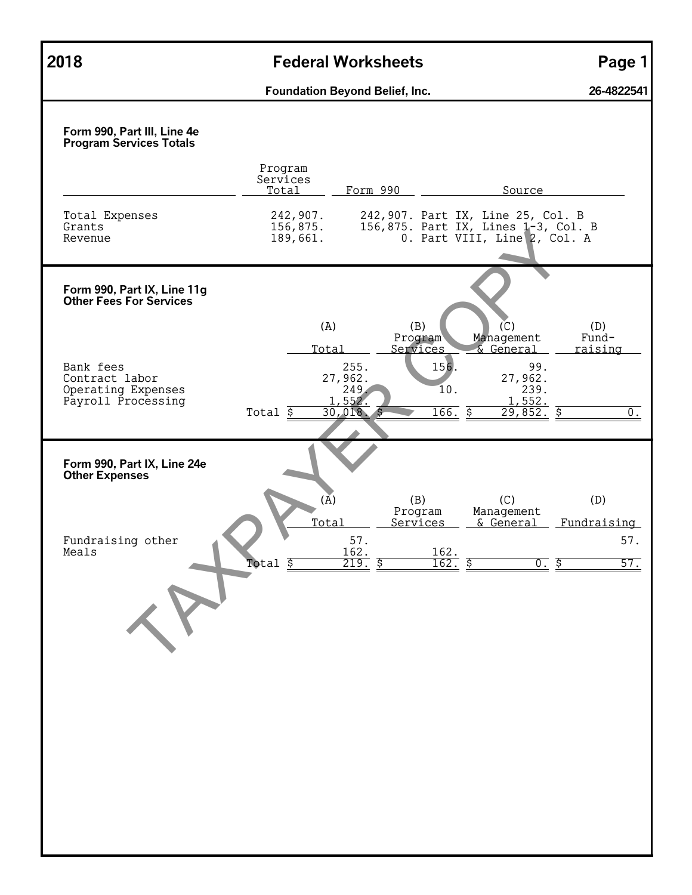**2018** | **Federal Worksheets** | **Page 1**

**Foundation Beyond Belief, Inc.** | **26-4822541**

### Form 990, Part III, Line 4e
### Program Services Totals

| | Program Services Total | Form 990 | Source |
|---|---|---|---|
| Total Expenses | 242,907. | 242,907. | Part IX, Line 25, Col. B |
| Grants | 156,875. | 156,875. | Part IX, Lines 1-3, Col. B |
| Revenue | 189,661. | 0. | Part VIII, Line 2, Col. A |

### Form 990, Part IX, Line 11g
### Other Fees For Services

| | (A) Total | (B) Program Services | (C) Management & General | (D) Fund-raising |
|---|---|---|---|---|
| Bank fees | 255. | 156. | 99. | |
| Contract labor | 27,962. | | 27,962. | |
| Operating Expenses | 249. | 10. | 239. | |
| Payroll Processing | 1,552. | | 1,552. | |
| Total | $ 30,018. | $ 166. | $ 29,852. | $ 0. |

### Form 990, Part IX, Line 24e
### Other Expenses

| | (A) Total | (B) Program Services | (C) Management & General | (D) Fundraising |
|---|---|---|---|---|
| Fundraising other | 57. | | | 57. |
| Meals | 162. | 162. | | |
| Total | $ 219. | $ 162. | $ 0. | $ 57. |

TAXPAYER COPY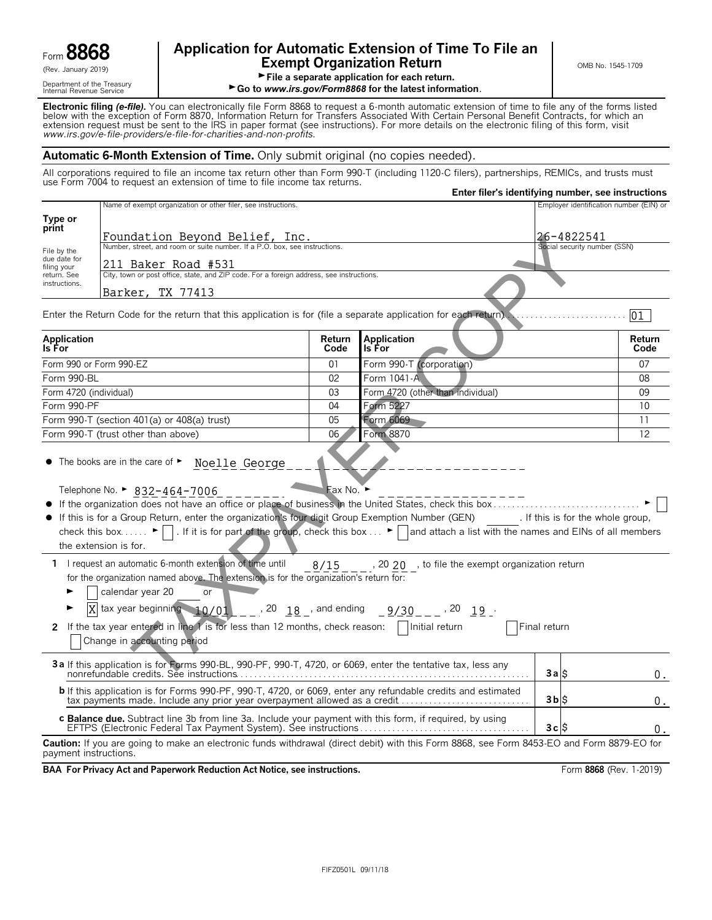Form **8868** (Rev. January 2019) Department of the Treasury Internal Revenue Service

# Application for Automatic Extension of Time To File an Exempt Organization Return

► File a separate application for each return.

► Go to *www.irs.gov/Form8868* for the latest information.

OMB No. 1545-1709

**Electronic filing *(e-file)*.** You can electronically file Form 8868 to request a 6-month automatic extension of time to file any of the forms listed below with the exception of Form 8870, Information Return for Transfers Associated With Certain Personal Benefit Contracts, for which an extension request must be sent to the IRS in paper format (see instructions). For more details on the electronic filing of this form, visit *www.irs.gov/e-file-providers/e-file-for-charities-and-non-profits.*

## Automatic 6-Month Extension of Time. Only submit original (no copies needed).

All corporations required to file an income tax return other than Form 990-T (including 1120-C filers), partnerships, REMICs, and trusts must use Form 7004 to request an extension of time to file income tax returns.

**Enter filer's identifying number, see instructions**

**Type or print**

File by the due date for filing your return. See instructions.

Name of exempt organization or other filer, see instructions.
Foundation Beyond Belief, Inc.

Employer identification number (EIN) or
26-4822541

Number, street, and room or suite number. If a P.O. box, see instructions.
211 Baker Road #531

Social security number (SSN)

City, town or post office, state, and ZIP code. For a foreign address, see instructions.
Barker, TX 77413

Enter the Return Code for the return that this application is for (file a separate application for each return) . . . . 01

| Application Is For | Return Code | Application Is For | Return Code |
|---|---|---|---|
| Form 990 or Form 990-EZ | 01 | Form 990-T (corporation) | 07 |
| Form 990-BL | 02 | Form 1041-A | 08 |
| Form 4720 (individual) | 03 | Form 4720 (other than individual) | 09 |
| Form 990-PF | 04 | Form 5227 | 10 |
| Form 990-T (section 401(a) or 408(a) trust) | 05 | Form 6069 | 11 |
| Form 990-T (trust other than above) | 06 | Form 8870 | 12 |

- The books are in the care of ► Noelle George

  Telephone No. ► 832-464-7006 Fax No. ►

- If the organization does not have an office or place of business in the United States, check this box . . . . ► ☐
- If this is for a Group Return, enter the organization's four digit Group Exemption Number (GEN) ____ . If this is for the whole group, check this box . . . . ► ☐ . If it is for part of the group, check this box . . . ► ☐ and attach a list with the names and EINs of all members the extension is for.

**1** I request an automatic 6-month extension of time until 8/15, 20 20, to file the exempt organization return for the organization named above. The extension is for the organization's return for:

► ☐ calendar year 20 ___ or

► ☒ tax year beginning 10/01, 20 18, and ending 9/30, 20 19.

**2** If the tax year entered in line 1 is for less than 12 months, check reason: ☐ Initial return ☐ Final return ☐ Change in accounting period

| | | |
|---|---|---|
| **3a** If this application is for Forms 990-BL, 990-PF, 990-T, 4720, or 6069, enter the tentative tax, less any nonrefundable credits. See instructions | **3a** $ | 0. |
| **b** If this application is for Forms 990-PF, 990-T, 4720, or 6069, enter any refundable credits and estimated tax payments made. Include any prior year overpayment allowed as a credit | **3b** $ | 0. |
| **c Balance due.** Subtract line 3b from line 3a. Include your payment with this form, if required, by using EFTPS (Electronic Federal Tax Payment System). See instructions | **3c** $ | 0. |

**Caution:** If you are going to make an electronic funds withdrawal (direct debit) with this Form 8868, see Form 8453-EO and Form 8879-EO for payment instructions.

**BAA For Privacy Act and Paperwork Reduction Act Notice, see instructions.** Form **8868** (Rev. 1-2019)

FIFZ0501L 09/11/18

TAXPAYER COPY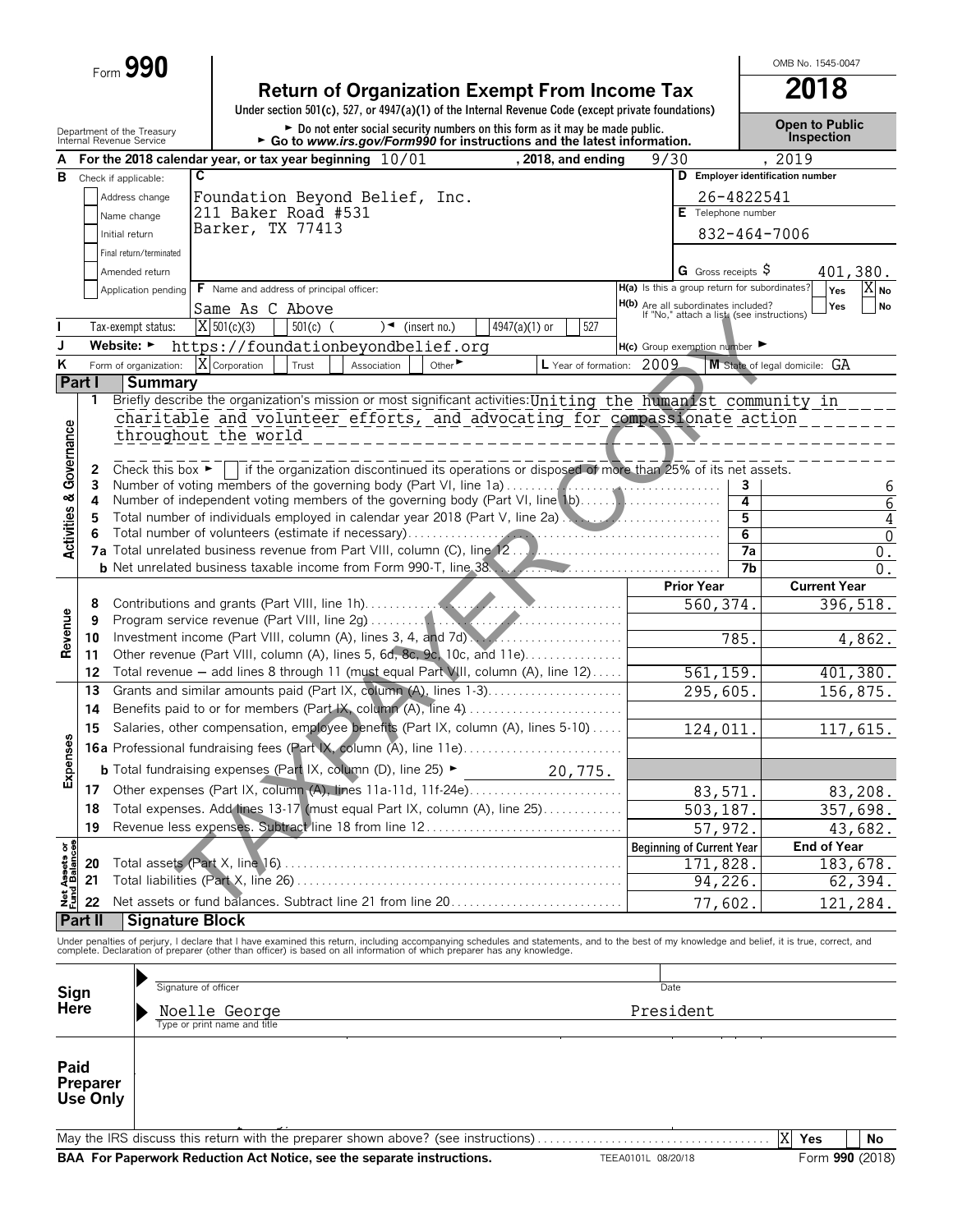Form **990**

# Return of Organization Exempt From Income Tax

**2018**

Under section 501(c), 527, or 4947(a)(1) of the Internal Revenue Code (except private foundations)

► Do not enter social security numbers on this form as it may be made public.
► Go to *www.irs.gov/Form990* for instructions and the latest information.

Department of the Treasury
Internal Revenue Service

OMB No. 1545-0047

**Open to Public Inspection**

**A** For the 2018 calendar year, or tax year beginning 10/01 , 2018, and ending 9/30 , 2019

**B** Check if applicable:
- [ ] Address change
- [ ] Name change
- [ ] Initial return
- [ ] Final return/terminated
- [ ] Amended return
- [ ] Application pending

**C** Foundation Beyond Belief, Inc.
211 Baker Road #531
Barker, TX 77413

**D** Employer identification number: 26-4822541

**E** Telephone number: 832-464-7006

**G** Gross receipts $ 401,380.

**F** Name and address of principal officer: Same As C Above

**H(a)** Is this a group return for subordinates? Yes [ ] No [X]

**H(b)** Are all subordinates included? Yes [ ] No [ ]
If "No," attach a list. (see instructions)

**I** Tax-exempt status: [X] 501(c)(3) [ ] 501(c) ( ) ◄ (insert no.) [ ] 4947(a)(1) or [ ] 527

**J** Website: ► https://foundationbeyondbelief.org

**H(c)** Group exemption number ►

**K** Form of organization: [X] Corporation [ ] Trust [ ] Association [ ] Other ►

**L** Year of formation: 2009

**M** State of legal domicile: GA

## Part I Summary

### Activities & Governance

1. Briefly describe the organization's mission or most significant activities: Uniting the humanist community in charitable and volunteer efforts, and advocating for compassionate action throughout the world

2. Check this box ► [ ] if the organization discontinued its operations or disposed of more than 25% of its net assets.

| | | | |
|---|---|---|---|
| 3 | Number of voting members of the governing body (Part VI, line 1a) | 3 | 6 |
| 4 | Number of independent voting members of the governing body (Part VI, line 1b) | 4 | 6 |
| 5 | Total number of individuals employed in calendar year 2018 (Part V, line 2a) | 5 | 4 |
| 6 | Total number of volunteers (estimate if necessary) | 6 | 0 |
| 7a | Total unrelated business revenue from Part VIII, column (C), line 12 | 7a | 0. |
| b | Net unrelated business taxable income from Form 990-T, line 38 | 7b | 0. |

### Revenue

| | | Prior Year | Current Year |
|---|---|---|---|
| 8 | Contributions and grants (Part VIII, line 1h) | 560,374. | 396,518. |
| 9 | Program service revenue (Part VIII, line 2g) | | |
| 10 | Investment income (Part VIII, column (A), lines 3, 4, and 7d) | 785. | 4,862. |
| 11 | Other revenue (Part VIII, column (A), lines 5, 6d, 8c, 9c, 10c, and 11e) | | |
| 12 | Total revenue — add lines 8 through 11 (must equal Part VIII, column (A), line 12) | 561,159. | 401,380. |

### Expenses

| | | Prior Year | Current Year |
|---|---|---|---|
| 13 | Grants and similar amounts paid (Part IX, column (A), lines 1-3) | 295,605. | 156,875. |
| 14 | Benefits paid to or for members (Part IX, column (A), line 4) | | |
| 15 | Salaries, other compensation, employee benefits (Part IX, column (A), lines 5-10) | 124,011. | 117,615. |
| 16a | Professional fundraising fees (Part IX, column (A), line 11e) | | |
| b | Total fundraising expenses (Part IX, column (D), line 25) ► 20,775. | | |
| 17 | Other expenses (Part IX, column (A), lines 11a-11d, 11f-24e) | 83,571. | 83,208. |
| 18 | Total expenses. Add lines 13-17 (must equal Part IX, column (A), line 25) | 503,187. | 357,698. |
| 19 | Revenue less expenses. Subtract line 18 from line 12 | 57,972. | 43,682. |

### Net Assets or Fund Balances

| | | Beginning of Current Year | End of Year |
|---|---|---|---|
| 20 | Total assets (Part X, line 16) | 171,828. | 183,678. |
| 21 | Total liabilities (Part X, line 26) | 94,226. | 62,394. |
| 22 | Net assets or fund balances. Subtract line 21 from line 20 | 77,602. | 121,284. |

## Part II Signature Block

Under penalties of perjury, I declare that I have examined this return, including accompanying schedules and statements, and to the best of my knowledge and belief, it is true, correct, and complete. Declaration of preparer (other than officer) is based on all information of which preparer has any knowledge.

**Sign Here**

Signature of officer | Date

Noelle George President
Type or print name and title

**Paid Preparer Use Only**

May the IRS discuss this return with the preparer shown above? (see instructions) [X] Yes [ ] No

**BAA For Paperwork Reduction Act Notice, see the separate instructions.** TEEA0101L 08/20/18 Form **990** (2018)

TAXPAYER COPY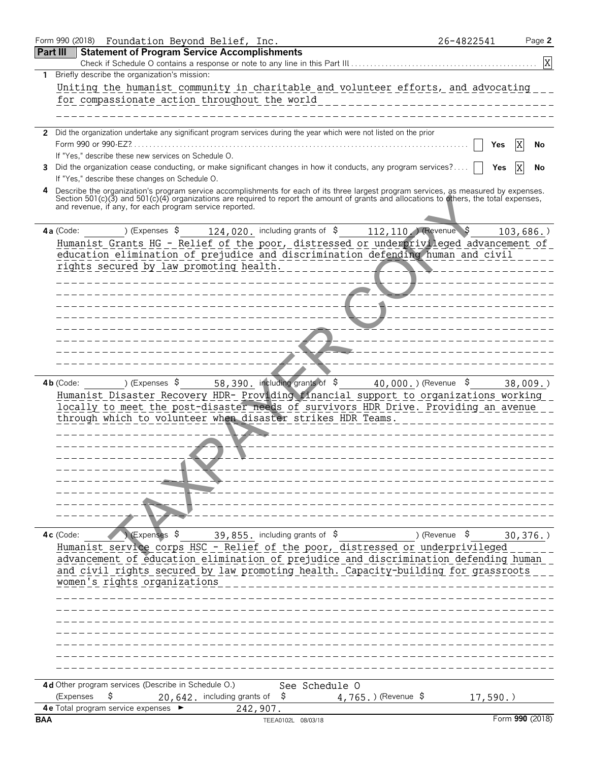Form 990 (2018) Foundation Beyond Belief, Inc. 26-4822541 Page **2**

## Part III Statement of Program Service Accomplishments

Check if Schedule O contains a response or note to any line in this Part III . . . . . [X]

**1** Briefly describe the organization's mission:

Uniting the humanist community in charitable and volunteer efforts, and advocating for compassionate action throughout the world

**2** Did the organization undertake any significant program services during the year which were not listed on the prior Form 990 or 990-EZ? . . . . . [ ] Yes [X] No

If "Yes," describe these new services on Schedule O.

**3** Did the organization cease conducting, or make significant changes in how it conducts, any program services? . . . . [ ] Yes [X] No

If "Yes," describe these changes on Schedule O.

**4** Describe the organization's program service accomplishments for each of its three largest program services, as measured by expenses. Section 501(c)(3) and 501(c)(4) organizations are required to report the amount of grants and allocations to others, the total expenses, and revenue, if any, for each program service reported.

**4a** (Code: ) (Expenses $ 124,020. including grants of $ 112,110.) (Revenue $ 103,686.)

Humanist Grants HG - Relief of the poor, distressed or underprivileged advancement of education elimination of prejudice and discrimination defending human and civil rights secured by law promoting health.

**4b** (Code: ) (Expenses $ 58,390. including grants of $ 40,000.) (Revenue $ 38,009.)

Humanist Disaster Recovery HDR- Providing financial support to organizations working locally to meet the post-disaster needs of survivors HDR Drive. Providing an avenue through which to volunteer when disaster strikes HDR Teams.

**4c** (Code: ) (Expenses $ 39,855. including grants of $ ) (Revenue $ 30,376.)

Humanist service corps HSC - Relief of the poor, distressed or underprivileged advancement of education elimination of prejudice and discrimination defending human and civil rights secured by law promoting health. Capacity-building for grassroots women's rights organizations

**4d** Other program services (Describe in Schedule O.) See Schedule O

(Expenses $ 20,642. including grants of $ 4,765.) (Revenue $ 17,590.)

**4e** Total program service expenses ► 242,907.

BAA TEEA0102L 08/03/18 Form **990** (2018)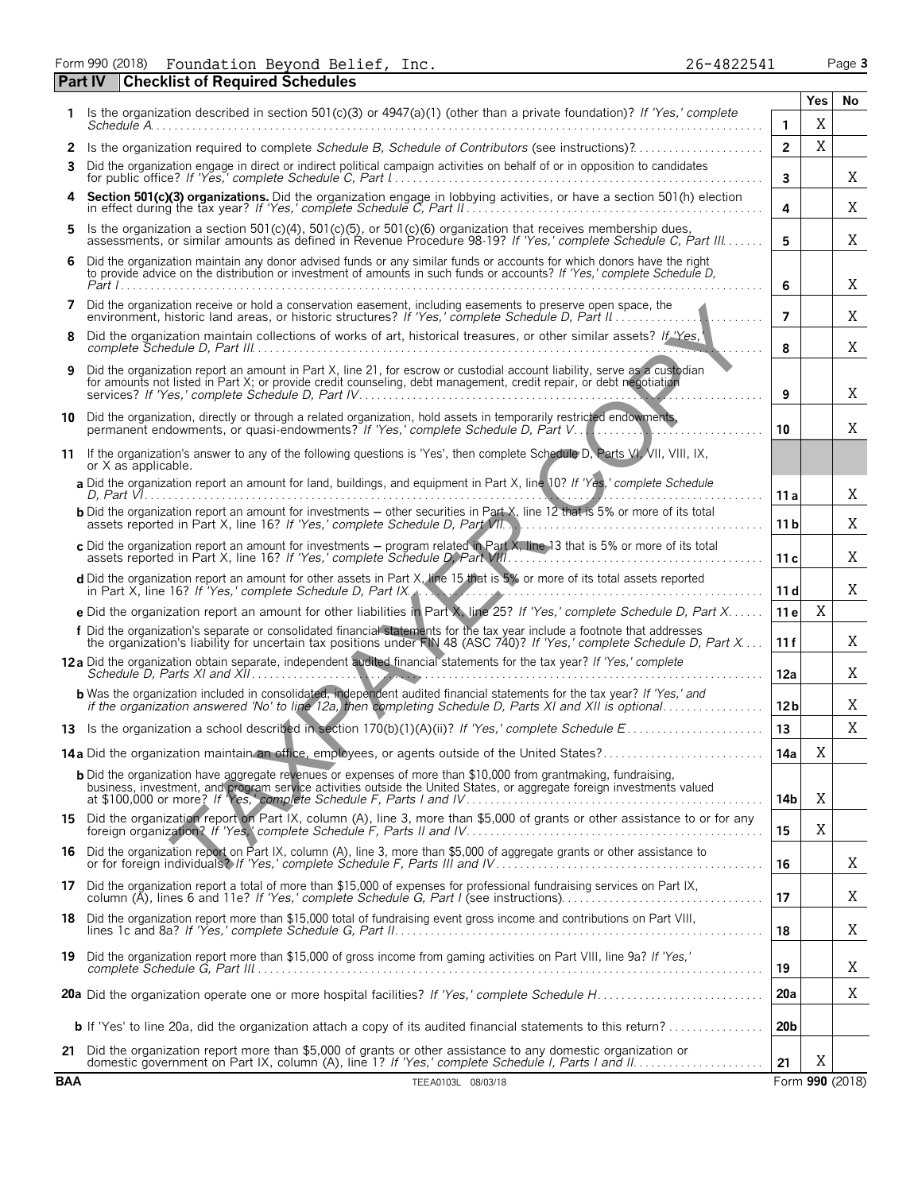Form 990 (2018) Foundation Beyond Belief, Inc. 26-4822541 Page **3**

## Part IV Checklist of Required Schedules

| | | | Yes | No |
|---|---|---|---|---|
| **1** | Is the organization described in section 501(c)(3) or 4947(a)(1) (other than a private foundation)? *If 'Yes,' complete Schedule A* | **1** | X | |
| **2** | Is the organization required to complete *Schedule B, Schedule of Contributors* (see instructions)? | **2** | X | |
| **3** | Did the organization engage in direct or indirect political campaign activities on behalf of or in opposition to candidates for public office? *If 'Yes,' complete Schedule C, Part I* | **3** | | X |
| **4** | **Section 501(c)(3) organizations.** Did the organization engage in lobbying activities, or have a section 501(h) election in effect during the tax year? *If 'Yes,' complete Schedule C, Part II* | **4** | | X |
| **5** | Is the organization a section 501(c)(4), 501(c)(5), or 501(c)(6) organization that receives membership dues, assessments, or similar amounts as defined in Revenue Procedure 98-19? *If 'Yes,' complete Schedule C, Part III* | **5** | | X |
| **6** | Did the organization maintain any donor advised funds or any similar funds or accounts for which donors have the right to provide advice on the distribution or investment of amounts in such funds or accounts? *If 'Yes,' complete Schedule D, Part I* | **6** | | X |
| **7** | Did the organization receive or hold a conservation easement, including easements to preserve open space, the environment, historic land areas, or historic structures? *If 'Yes,' complete Schedule D, Part II* | **7** | | X |
| **8** | Did the organization maintain collections of works of art, historical treasures, or other similar assets? *If 'Yes,' complete Schedule D, Part III* | **8** | | X |
| **9** | Did the organization report an amount in Part X, line 21, for escrow or custodial account liability, serve as a custodian for amounts not listed in Part X; or provide credit counseling, debt management, credit repair, or debt negotiation services? *If 'Yes,' complete Schedule D, Part IV* | **9** | | X |
| **10** | Did the organization, directly or through a related organization, hold assets in temporarily restricted endowments, permanent endowments, or quasi-endowments? *If 'Yes,' complete Schedule D, Part V* | **10** | | X |
| **11** | If the organization's answer to any of the following questions is 'Yes', then complete Schedule D, Parts VI, VII, VIII, IX, or X as applicable. | | | |
| | **a** Did the organization report an amount for land, buildings, and equipment in Part X, line 10? *If 'Yes,' complete Schedule D, Part VI* | **11 a** | | X |
| | **b** Did the organization report an amount for investments – other securities in Part X, line 12 that is 5% or more of its total assets reported in Part X, line 16? *If 'Yes,' complete Schedule D, Part VII* | **11 b** | | X |
| | **c** Did the organization report an amount for investments – program related in Part X, line 13 that is 5% or more of its total assets reported in Part X, line 16? *If 'Yes,' complete Schedule D, Part VIII* | **11 c** | | X |
| | **d** Did the organization report an amount for other assets in Part X, line 15 that is 5% or more of its total assets reported in Part X, line 16? *If 'Yes,' complete Schedule D, Part IX* | **11 d** | | X |
| | **e** Did the organization report an amount for other liabilities in Part X, line 25? *If 'Yes,' complete Schedule D, Part X* | **11 e** | X | |
| | **f** Did the organization's separate or consolidated financial statements for the tax year include a footnote that addresses the organization's liability for uncertain tax positions under FIN 48 (ASC 740)? *If 'Yes,' complete Schedule D, Part X* | **11 f** | | X |
| **12a** | Did the organization obtain separate, independent audited financial statements for the tax year? *If 'Yes,' complete Schedule D, Parts XI and XII* | **12a** | | X |
| | **b** Was the organization included in consolidated, independent audited financial statements for the tax year? *If 'Yes,' and if the organization answered 'No' to line 12a, then completing Schedule D, Parts XI and XII is optional* | **12b** | | X |
| **13** | Is the organization a school described in section 170(b)(1)(A)(ii)? *If 'Yes,' complete Schedule E* | **13** | | X |
| **14a** | Did the organization maintain an office, employees, or agents outside of the United States? | **14a** | X | |
| | **b** Did the organization have aggregate revenues or expenses of more than $10,000 from grantmaking, fundraising, business, investment, and program service activities outside the United States, or aggregate foreign investments valued at $100,000 or more? *If 'Yes,' complete Schedule F, Parts I and IV* | **14b** | X | |
| **15** | Did the organization report on Part IX, column (A), line 3, more than $5,000 of grants or other assistance to or for any foreign organization? *If 'Yes,' complete Schedule F, Parts II and IV* | **15** | X | |
| **16** | Did the organization report on Part IX, column (A), line 3, more than $5,000 of aggregate grants or other assistance to or for foreign individuals? *If 'Yes,' complete Schedule F, Parts III and IV* | **16** | | X |
| **17** | Did the organization report a total of more than $15,000 of expenses for professional fundraising services on Part IX, column (A), lines 6 and 11e? *If 'Yes,' complete Schedule G, Part I* (see instructions) | **17** | | X |
| **18** | Did the organization report more than $15,000 total of fundraising event gross income and contributions on Part VIII, lines 1c and 8a? *If 'Yes,' complete Schedule G, Part II* | **18** | | X |
| **19** | Did the organization report more than $15,000 of gross income from gaming activities on Part VIII, line 9a? *If 'Yes,' complete Schedule G, Part III* | **19** | | X |
| **20a** | Did the organization operate one or more hospital facilities? *If 'Yes,' complete Schedule H* | **20a** | | X |
| | **b** If 'Yes' to line 20a, did the organization attach a copy of its audited financial statements to this return? | **20b** | | |
| **21** | Did the organization report more than $5,000 of grants or other assistance to any domestic organization or domestic government on Part IX, column (A), line 1? *If 'Yes,' complete Schedule I, Parts I and II* | **21** | X | |

BAA TEEA0103L 08/03/18 Form **990** (2018)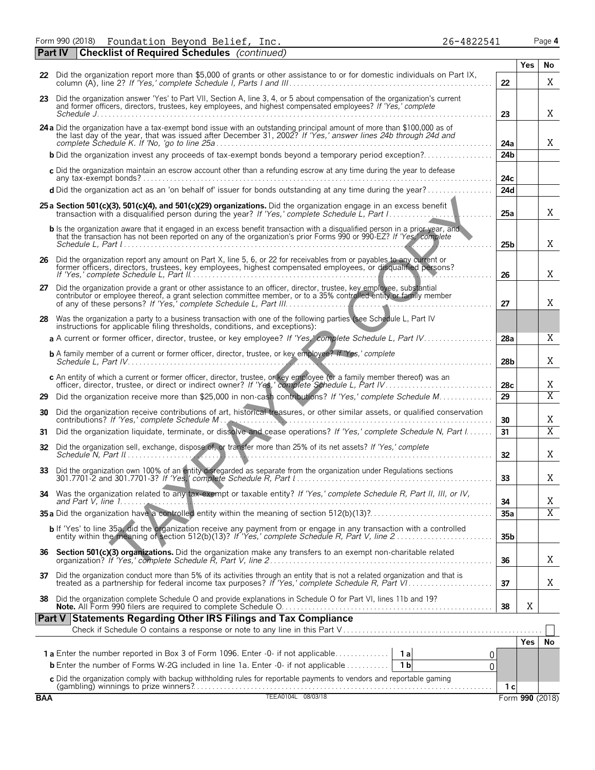Form 990 (2018) Foundation Beyond Belief, Inc. 26-4822541 Page 4

## Part IV Checklist of Required Schedules *(continued)*

| | | | Yes | No |
|---|---|---|---|---|
| 22 | Did the organization report more than $5,000 of grants or other assistance to or for domestic individuals on Part IX, column (A), line 2? *If 'Yes,' complete Schedule I, Parts I and III* | 22 | | X |
| 23 | Did the organization answer 'Yes' to Part VII, Section A, line 3, 4, or 5 about compensation of the organization's current and former officers, directors, trustees, key employees, and highest compensated employees? *If 'Yes,' complete Schedule J* | 23 | | X |
| 24a | Did the organization have a tax-exempt bond issue with an outstanding principal amount of more than $100,000 as of the last day of the year, that was issued after December 31, 2002? *If 'Yes,' answer lines 24b through 24d and complete Schedule K. If 'No,' go to line 25a* | 24a | | X |
| b | Did the organization invest any proceeds of tax-exempt bonds beyond a temporary period exception? | 24b | | |
| c | Did the organization maintain an escrow account other than a refunding escrow at any time during the year to defease any tax-exempt bonds? | 24c | | |
| d | Did the organization act as an 'on behalf of' issuer for bonds outstanding at any time during the year? | 24d | | |
| 25a | **Section 501(c)(3), 501(c)(4), and 501(c)(29) organizations.** Did the organization engage in an excess benefit transaction with a disqualified person during the year? *If 'Yes,' complete Schedule L, Part I* | 25a | | X |
| b | Is the organization aware that it engaged in an excess benefit transaction with a disqualified person in a prior year, and that the transaction has not been reported on any of the organization's prior Forms 990 or 990-EZ? *If 'Yes,' complete Schedule L, Part I* | 25b | | X |
| 26 | Did the organization report any amount on Part X, line 5, 6, or 22 for receivables from or payables to any current or former officers, directors, trustees, key employees, highest compensated employees, or disqualified persons? *If 'Yes,' complete Schedule L, Part II* | 26 | | X |
| 27 | Did the organization provide a grant or other assistance to an officer, director, trustee, key employee, substantial contributor or employee thereof, a grant selection committee member, or to a 35% controlled entity or family member of any of these persons? *If 'Yes,' complete Schedule L, Part III* | 27 | | X |
| 28 | Was the organization a party to a business transaction with one of the following parties (see Schedule L, Part IV instructions for applicable filing thresholds, conditions, and exceptions): | | | |
| a | A current or former officer, director, trustee, or key employee? *If 'Yes,' complete Schedule L, Part IV* | 28a | | X |
| b | A family member of a current or former officer, director, trustee, or key employee? *If 'Yes,' complete Schedule L, Part IV* | 28b | | X |
| c | An entity of which a current or former officer, director, trustee, or key employee (or a family member thereof) was an officer, director, trustee, or direct or indirect owner? *If 'Yes,' complete Schedule L, Part IV* | 28c | | X |
| 29 | Did the organization receive more than $25,000 in non-cash contributions? *If 'Yes,' complete Schedule M* | 29 | | X |
| 30 | Did the organization receive contributions of art, historical treasures, or other similar assets, or qualified conservation contributions? *If 'Yes,' complete Schedule M* | 30 | | X |
| 31 | Did the organization liquidate, terminate, or dissolve and cease operations? *If 'Yes,' complete Schedule N, Part I* | 31 | | X |
| 32 | Did the organization sell, exchange, dispose of, or transfer more than 25% of its net assets? *If 'Yes,' complete Schedule N, Part II* | 32 | | X |
| 33 | Did the organization own 100% of an entity disregarded as separate from the organization under Regulations sections 301.7701-2 and 301.7701-3? *If 'Yes,' complete Schedule R, Part I* | 33 | | X |
| 34 | Was the organization related to any tax-exempt or taxable entity? *If 'Yes,' complete Schedule R, Part II, III, or IV, and Part V, line 1* | 34 | | X |
| 35a | Did the organization have a controlled entity within the meaning of section 512(b)(13)? | 35a | | X |
| b | If 'Yes' to line 35a, did the organization receive any payment from or engage in any transaction with a controlled entity within the meaning of section 512(b)(13)? *If 'Yes,' complete Schedule R, Part V, line 2* | 35b | | |
| 36 | **Section 501(c)(3) organizations.** Did the organization make any transfers to an exempt non-charitable related organization? *If 'Yes,' complete Schedule R, Part V, line 2* | 36 | | X |
| 37 | Did the organization conduct more than 5% of its activities through an entity that is not a related organization and that is treated as a partnership for federal income tax purposes? *If 'Yes,' complete Schedule R, Part VI* | 37 | | X |
| 38 | Did the organization complete Schedule O and provide explanations in Schedule O for Part VI, lines 11b and 19? **Note.** All Form 990 filers are required to complete Schedule O. | 38 | X | |

## Part V Statements Regarding Other IRS Filings and Tax Compliance

Check if Schedule O contains a response or note to any line in this Part V [ ]

| | | | | | Yes | No |
|---|---|---|---|---|---|---|
| 1a | Enter the number reported in Box 3 of Form 1096. Enter -0- if not applicable | 1a | 0 | | | |
| b | Enter the number of Forms W-2G included in line 1a. Enter -0- if not applicable | 1b | 0 | | | |
| c | Did the organization comply with backup withholding rules for reportable payments to vendors and reportable gaming (gambling) winnings to prize winners? | | | 1c | | |

BAA TEEA0104L 08/03/18 Form **990** (2018)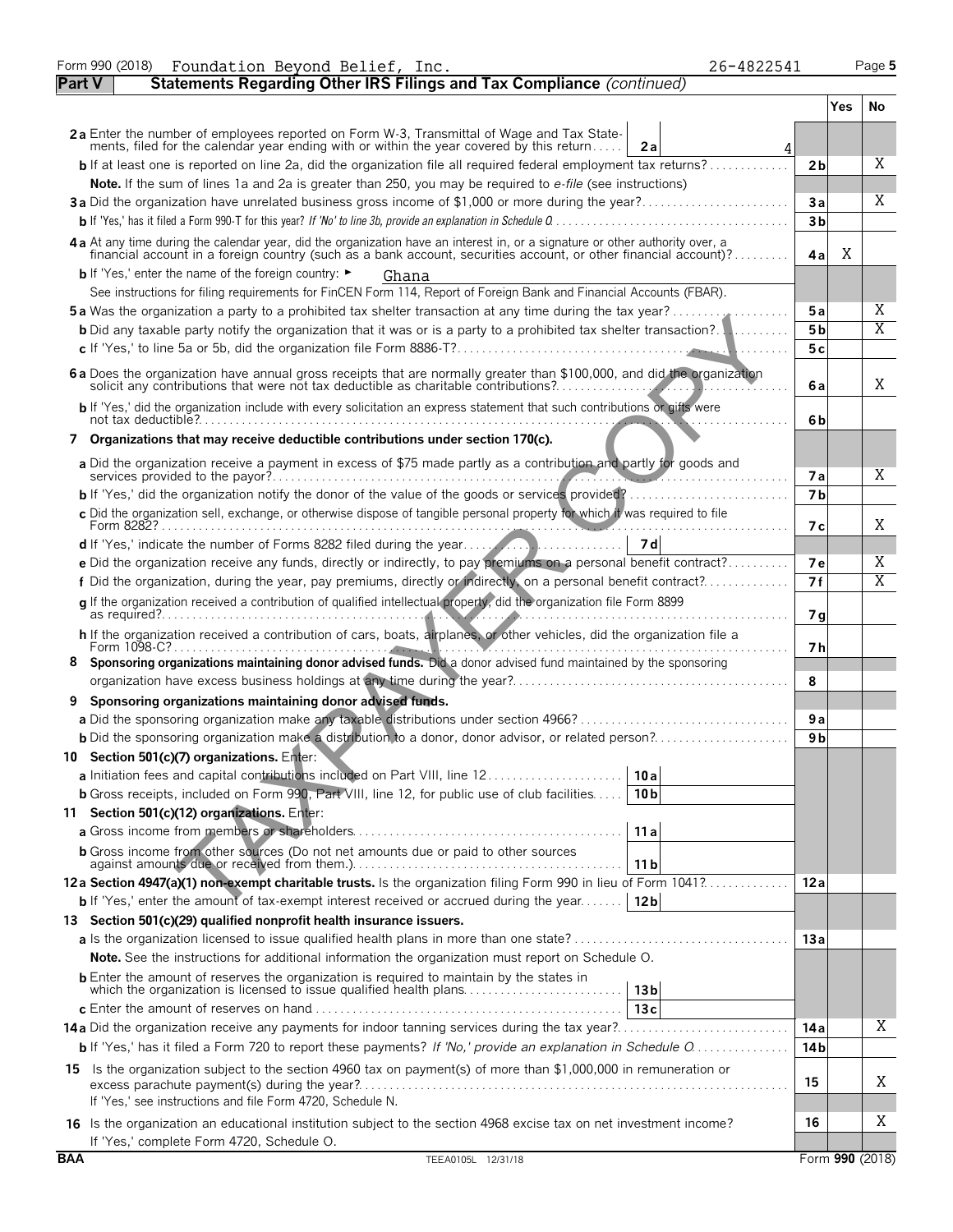Form 990 (2018) Foundation Beyond Belief, Inc. 26-4822541 Page **5**

## Part V Statements Regarding Other IRS Filings and Tax Compliance *(continued)*

| | | | Yes | No |
|---|---|---|---|---|
| **2a** Enter the number of employees reported on Form W-3, Transmittal of Wage and Tax Statements, filed for the calendar year ending with or within the year covered by this return | **2a** | 4 | | |
| **b** If at least one is reported on line 2a, did the organization file all required federal employment tax returns? | | **2b** | | X |
| **Note.** If the sum of lines 1a and 2a is greater than 250, you may be required to *e-file* (see instructions) | | | | |
| **3a** Did the organization have unrelated business gross income of $1,000 or more during the year? | | **3a** | | X |
| **b** If 'Yes,' has it filed a Form 990-T for this year? *If 'No' to line 3b, provide an explanation in Schedule O* | | **3b** | | |
| **4a** At any time during the calendar year, did the organization have an interest in, or a signature or other authority over, a financial account in a foreign country (such as a bank account, securities account, or other financial account)? | | **4a** | X | |
| **b** If 'Yes,' enter the name of the foreign country: ► Ghana | | | | |
| See instructions for filing requirements for FinCEN Form 114, Report of Foreign Bank and Financial Accounts (FBAR). | | | | |
| **5a** Was the organization a party to a prohibited tax shelter transaction at any time during the tax year? | | **5a** | | X |
| **b** Did any taxable party notify the organization that it was or is a party to a prohibited tax shelter transaction? | | **5b** | | X |
| **c** If 'Yes,' to line 5a or 5b, did the organization file Form 8886-T? | | **5c** | | |
| **6a** Does the organization have annual gross receipts that are normally greater than $100,000, and did the organization solicit any contributions that were not tax deductible as charitable contributions? | | **6a** | | X |
| **b** If 'Yes,' did the organization include with every solicitation an express statement that such contributions or gifts were not tax deductible? | | **6b** | | |
| **7 Organizations that may receive deductible contributions under section 170(c).** | | | | |
| **a** Did the organization receive a payment in excess of $75 made partly as a contribution and partly for goods and services provided to the payor? | | **7a** | | X |
| **b** If 'Yes,' did the organization notify the donor of the value of the goods or services provided? | | **7b** | | |
| **c** Did the organization sell, exchange, or otherwise dispose of tangible personal property for which it was required to file Form 8282? | | **7c** | | X |
| **d** If 'Yes,' indicate the number of Forms 8282 filed during the year | **7d** | | | |
| **e** Did the organization receive any funds, directly or indirectly, to pay premiums on a personal benefit contract? | | **7e** | | X |
| **f** Did the organization, during the year, pay premiums, directly or indirectly, on a personal benefit contract? | | **7f** | | X |
| **g** If the organization received a contribution of qualified intellectual property, did the organization file Form 8899 as required? | | **7g** | | |
| **h** If the organization received a contribution of cars, boats, airplanes, or other vehicles, did the organization file a Form 1098-C? | | **7h** | | |
| **8 Sponsoring organizations maintaining donor advised funds.** Did a donor advised fund maintained by the sponsoring organization have excess business holdings at any time during the year? | | **8** | | |
| **9 Sponsoring organizations maintaining donor advised funds.** | | | | |
| **a** Did the sponsoring organization make any taxable distributions under section 4966? | | **9a** | | |
| **b** Did the sponsoring organization make a distribution to a donor, donor advisor, or related person? | | **9b** | | |
| **10 Section 501(c)(7) organizations.** Enter: | | | | |
| **a** Initiation fees and capital contributions included on Part VIII, line 12 | **10a** | | | |
| **b** Gross receipts, included on Form 990, Part VIII, line 12, for public use of club facilities | **10b** | | | |
| **11 Section 501(c)(12) organizations.** Enter: | | | | |
| **a** Gross income from members or shareholders | **11a** | | | |
| **b** Gross income from other sources (Do not net amounts due or paid to other sources against amounts due or received from them.) | **11b** | | | |
| **12a Section 4947(a)(1) non-exempt charitable trusts.** Is the organization filing Form 990 in lieu of Form 1041? | | **12a** | | |
| **b** If 'Yes,' enter the amount of tax-exempt interest received or accrued during the year | **12b** | | | |
| **13 Section 501(c)(29) qualified nonprofit health insurance issuers.** | | | | |
| **a** Is the organization licensed to issue qualified health plans in more than one state? | | **13a** | | |
| **Note.** See the instructions for additional information the organization must report on Schedule O. | | | | |
| **b** Enter the amount of reserves the organization is required to maintain by the states in which the organization is licensed to issue qualified health plans | **13b** | | | |
| **c** Enter the amount of reserves on hand | **13c** | | | |
| **14a** Did the organization receive any payments for indoor tanning services during the tax year? | | **14a** | | X |
| **b** If 'Yes,' has it filed a Form 720 to report these payments? *If 'No,' provide an explanation in Schedule O* | | **14b** | | |
| **15** Is the organization subject to the section 4960 tax on payment(s) of more than $1,000,000 in remuneration or excess parachute payment(s) during the year? If 'Yes,' see instructions and file Form 4720, Schedule N. | | **15** | | X |
| **16** Is the organization an educational institution subject to the section 4968 excise tax on net investment income? If 'Yes,' complete Form 4720, Schedule O. | | **16** | | X |

BAA TEEA0105L 12/31/18 Form **990** (2018)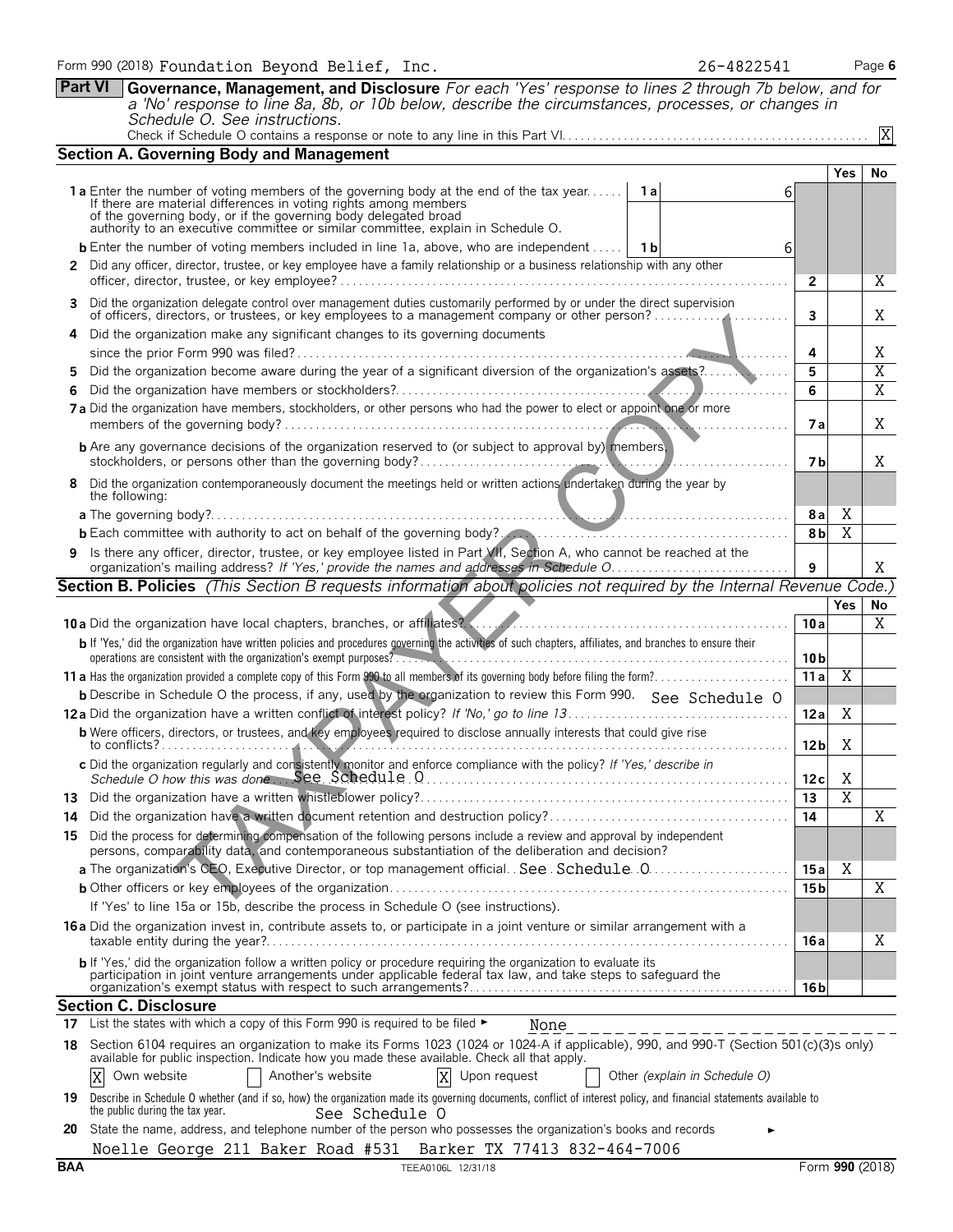Form 990 (2018) Foundation Beyond Belief, Inc. 26-4822541 Page 6

**Part VI** **Governance, Management, and Disclosure** *For each 'Yes' response to lines 2 through 7b below, and for a 'No' response to line 8a, 8b, or 10b below, describe the circumstances, processes, or changes in Schedule O. See instructions.*

Check if Schedule O contains a response or note to any line in this Part VI. X

### Section A. Governing Body and Management

| | | | | Yes | No |
|---|---|---|---|---|---|
| **1a** Enter the number of voting members of the governing body at the end of the tax year. If there are material differences in voting rights among members of the governing body, or if the governing body delegated broad authority to an executive committee or similar committee, explain in Schedule O. | 1a | 6 | | | |
| **b** Enter the number of voting members included in line 1a, above, who are independent | 1b | 6 | | | |
| **2** Did any officer, director, trustee, or key employee have a family relationship or a business relationship with any other officer, director, trustee, or key employee? | | | 2 | | X |
| **3** Did the organization delegate control over management duties customarily performed by or under the direct supervision of officers, directors, or trustees, or key employees to a management company or other person? | | | 3 | | X |
| **4** Did the organization make any significant changes to its governing documents since the prior Form 990 was filed? | | | 4 | | X |
| **5** Did the organization become aware during the year of a significant diversion of the organization's assets? | | | 5 | | X |
| **6** Did the organization have members or stockholders? | | | 6 | | X |
| **7a** Did the organization have members, stockholders, or other persons who had the power to elect or appoint one or more members of the governing body? | | | 7a | | X |
| **b** Are any governance decisions of the organization reserved to (or subject to approval by) members, stockholders, or persons other than the governing body? | | | 7b | | X |
| **8** Did the organization contemporaneously document the meetings held or written actions undertaken during the year by the following: | | | | | |
| **a** The governing body? | | | 8a | X | |
| **b** Each committee with authority to act on behalf of the governing body? | | | 8b | X | |
| **9** Is there any officer, director, trustee, or key employee listed in Part VII, Section A, who cannot be reached at the organization's mailing address? *If 'Yes,' provide the names and addresses in Schedule O* | | | 9 | | X |

### Section B. Policies *(This Section B requests information about policies not required by the Internal Revenue Code.)*

| | | Yes | No |
|---|---|---|---|
| **10a** Did the organization have local chapters, branches, or affiliates? | 10a | | X |
| **b** If 'Yes,' did the organization have written policies and procedures governing the activities of such chapters, affiliates, and branches to ensure their operations are consistent with the organization's exempt purposes? | 10b | | |
| **11a** Has the organization provided a complete copy of this Form 990 to all members of its governing body before filing the form? | 11a | X | |
| **b** Describe in Schedule O the process, if any, used by the organization to review this Form 990. See Schedule O | | | |
| **12a** Did the organization have a written conflict of interest policy? *If 'No,' go to line 13* | 12a | X | |
| **b** Were officers, directors, or trustees, and key employees required to disclose annually interests that could give rise to conflicts? | 12b | X | |
| **c** Did the organization regularly and consistently monitor and enforce compliance with the policy? *If 'Yes,' describe in Schedule O how this was done* See Schedule O | 12c | X | |
| **13** Did the organization have a written whistleblower policy? | 13 | X | |
| **14** Did the organization have a written document retention and destruction policy? | 14 | | X |
| **15** Did the process for determining compensation of the following persons include a review and approval by independent persons, comparability data, and contemporaneous substantiation of the deliberation and decision? | | | |
| **a** The organization's CEO, Executive Director, or top management official. See Schedule O | 15a | X | |
| **b** Other officers or key employees of the organization | 15b | | X |
| If 'Yes' to line 15a or 15b, describe the process in Schedule O (see instructions). | | | |
| **16a** Did the organization invest in, contribute assets to, or participate in a joint venture or similar arrangement with a taxable entity during the year? | 16a | | X |
| **b** If 'Yes,' did the organization follow a written policy or procedure requiring the organization to evaluate its participation in joint venture arrangements under applicable federal tax law, and take steps to safeguard the organization's exempt status with respect to such arrangements? | 16b | | |

### Section C. Disclosure

**17** List the states with which a copy of this Form 990 is required to be filed ► None

**18** Section 6104 requires an organization to make its Forms 1023 (1024 or 1024-A if applicable), 990, and 990-T (Section 501(c)(3)s only) available for public inspection. Indicate how you made these available. Check all that apply.

[X] Own website [ ] Another's website [X] Upon request [ ] Other *(explain in Schedule O)*

**19** Describe in Schedule O whether (and if so, how) the organization made its governing documents, conflict of interest policy, and financial statements available to the public during the tax year. See Schedule O

**20** State the name, address, and telephone number of the person who possesses the organization's books and records ►

Noelle George 211 Baker Road #531 Barker TX 77413 832-464-7006

BAA TEEA0106L 12/31/18 Form **990** (2018)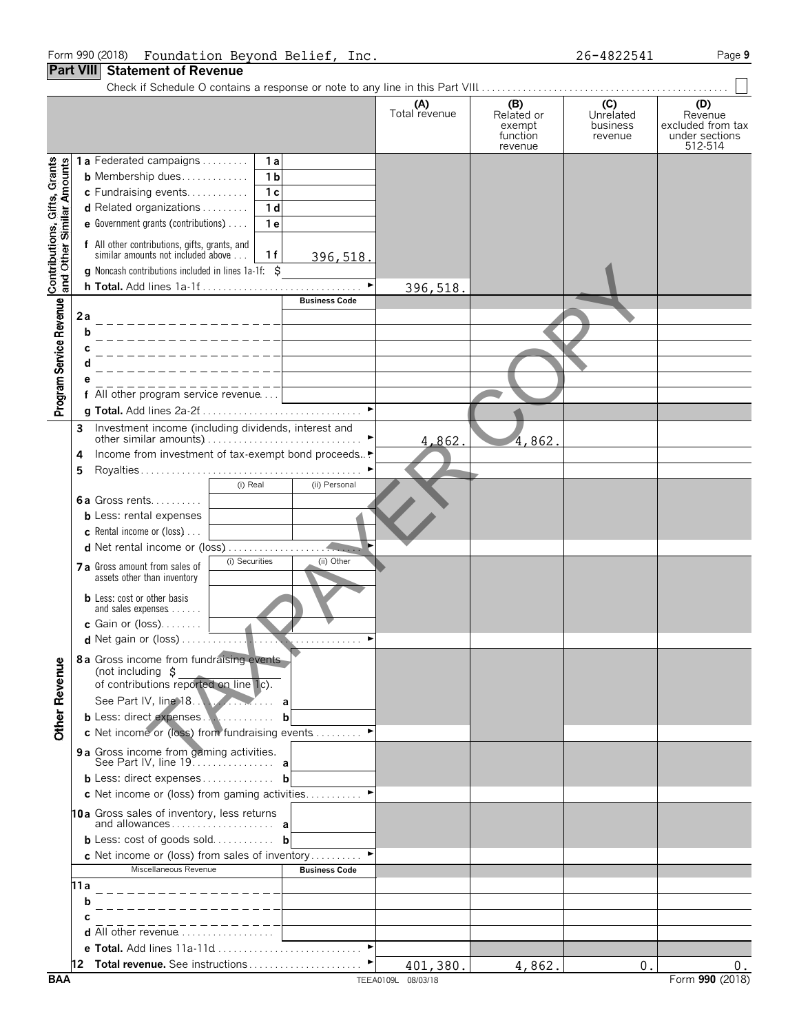Form 990 (2018) Foundation Beyond Belief, Inc. 26-4822541 Page 9

## Part VIII Statement of Revenue

Check if Schedule O contains a response or note to any line in this Part VIII . . . . . . ☐

| | | | | (A) Total revenue | (B) Related or exempt function revenue | (C) Unrelated business revenue | (D) Revenue excluded from tax under sections 512-514 |
|---|---|---|---|---|---|---|---|
| **Contributions, Gifts, Grants and Other Similar Amounts** | 1a Federated campaigns | 1a | | | | | |
| | b Membership dues | 1b | | | | | |
| | c Fundraising events | 1c | | | | | |
| | d Related organizations | 1d | | | | | |
| | e Government grants (contributions) | 1e | | | | | |
| | f All other contributions, gifts, grants, and similar amounts not included above | 1f | 396,518. | | | | |
| | g Noncash contributions included in lines 1a-1f: $ | | | | | | |
| | h **Total.** Add lines 1a-1f | | ► | 396,518. | | | |
| **Program Service Revenue** | | | Business Code | | | | |
| | 2a | | | | | | |
| | b | | | | | | |
| | c | | | | | | |
| | d | | | | | | |
| | e | | | | | | |
| | f All other program service revenue | | | | | | |
| | g **Total.** Add lines 2a-2f | | ► | | | | |
| **Other Revenue** | 3 Investment income (including dividends, interest and other similar amounts) | | ► | 4,862. | 4,862. | | |
| | 4 Income from investment of tax-exempt bond proceeds | | ► | | | | |
| | 5 Royalties | | ► | | | | |
| | | (i) Real | (ii) Personal | | | | |
| | 6a Gross rents | | | | | | |
| | b Less: rental expenses | | | | | | |
| | c Rental income or (loss) | | | | | | |
| | d Net rental income or (loss) | | ► | | | | |
| | | (i) Securities | (ii) Other | | | | |
| | 7a Gross amount from sales of assets other than inventory | | | | | | |
| | b Less: cost or other basis and sales expenses | | | | | | |
| | c Gain or (loss) | | | | | | |
| | d Net gain or (loss) | | ► | | | | |
| | 8a Gross income from fundraising events (not including $ of contributions reported on line 1c). See Part IV, line 18 | a | | | | | |
| | b Less: direct expenses | b | | | | | |
| | c Net income or (loss) from fundraising events | | ► | | | | |
| | 9a Gross income from gaming activities. See Part IV, line 19 | a | | | | | |
| | b Less: direct expenses | b | | | | | |
| | c Net income or (loss) from gaming activities | | ► | | | | |
| | 10a Gross sales of inventory, less returns and allowances | a | | | | | |
| | b Less: cost of goods sold | b | | | | | |
| | c Net income or (loss) from sales of inventory | | ► | | | | |
| | Miscellaneous Revenue | | Business Code | | | | |
| | 11a | | | | | | |
| | b | | | | | | |
| | c | | | | | | |
| | d All other revenue | | | | | | |
| | e **Total.** Add lines 11a-11d | | ► | | | | |
| | 12 **Total revenue.** See instructions | | ► | 401,380. | 4,862. | 0. | 0. |

BAA TEEA0109L 08/03/18 Form **990** (2018)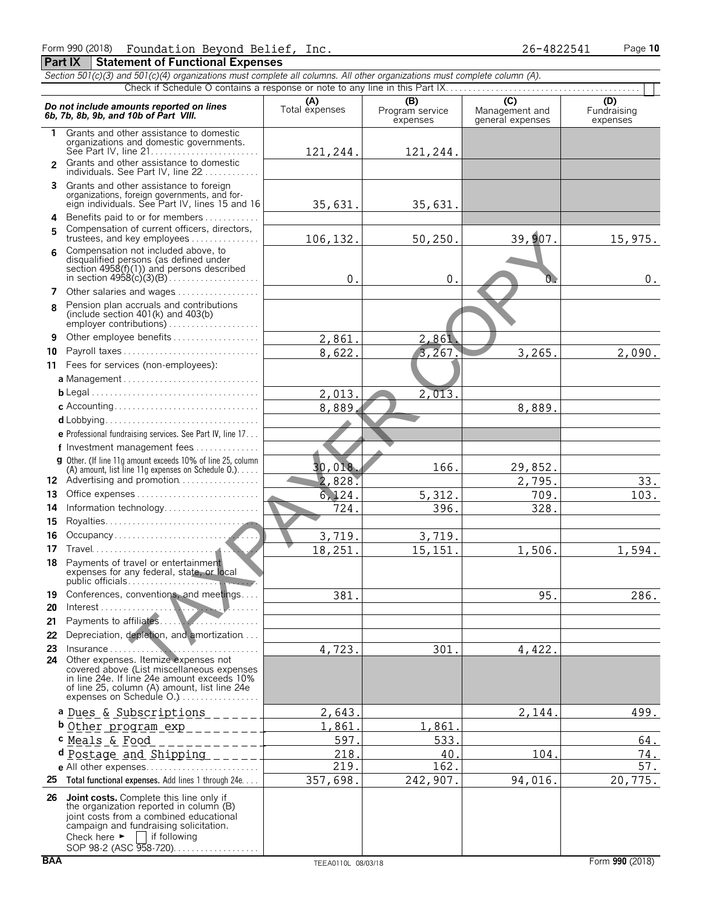Form 990 (2018) Foundation Beyond Belief, Inc. 26-4822541 Page **10**

## Part IX Statement of Functional Expenses

*Section 501(c)(3) and 501(c)(4) organizations must complete all columns. All other organizations must complete column (A).*

Check if Schedule O contains a response or note to any line in this Part IX . . . . . . . . . . . . ☐

| ***Do not include amounts reported on lines 6b, 7b, 8b, 9b, and 10b of Part VIII.*** | **(A)** Total expenses | **(B)** Program service expenses | **(C)** Management and general expenses | **(D)** Fundraising expenses |
|---|---|---|---|---|
| **1** Grants and other assistance to domestic organizations and domestic governments. See Part IV, line 21 | 121,244. | 121,244. | | |
| **2** Grants and other assistance to domestic individuals. See Part IV, line 22 | | | | |
| **3** Grants and other assistance to foreign organizations, foreign governments, and foreign individuals. See Part IV, lines 15 and 16 | 35,631. | 35,631. | | |
| **4** Benefits paid to or for members | | | | |
| **5** Compensation of current officers, directors, trustees, and key employees | 106,132. | 50,250. | 39,907. | 15,975. |
| **6** Compensation not included above, to disqualified persons (as defined under section 4958(f)(1)) and persons described in section 4958(c)(3)(B) | 0. | 0. | 0. | 0. |
| **7** Other salaries and wages | | | | |
| **8** Pension plan accruals and contributions (include section 401(k) and 403(b) employer contributions) | | | | |
| **9** Other employee benefits | 2,861. | 2,861. | | |
| **10** Payroll taxes | 8,622. | 3,267. | 3,265. | 2,090. |
| **11** Fees for services (non-employees): | | | | |
| **a** Management | | | | |
| **b** Legal | 2,013. | 2,013. | | |
| **c** Accounting | 8,889. | | 8,889. | |
| **d** Lobbying | | | | |
| **e** Professional fundraising services. See Part IV, line 17 | | | | |
| **f** Investment management fees | | | | |
| **g** Other. (If line 11g amount exceeds 10% of line 25, column (A) amount, list line 11g expenses on Schedule O.) | 30,018. | 166. | 29,852. | |
| **12** Advertising and promotion | 2,828. | | 2,795. | 33. |
| **13** Office expenses | 6,124. | 5,312. | 709. | 103. |
| **14** Information technology | 724. | 396. | 328. | |
| **15** Royalties | | | | |
| **16** Occupancy | 3,719. | 3,719. | | |
| **17** Travel | 18,251. | 15,151. | 1,506. | 1,594. |
| **18** Payments of travel or entertainment expenses for any federal, state, or local public officials | | | | |
| **19** Conferences, conventions, and meetings | 381. | | 95. | 286. |
| **20** Interest | | | | |
| **21** Payments to affiliates | | | | |
| **22** Depreciation, depletion, and amortization | | | | |
| **23** Insurance | 4,723. | 301. | 4,422. | |
| **24** Other expenses. Itemize expenses not covered above (List miscellaneous expenses in line 24e. If line 24e amount exceeds 10% of line 25, column (A) amount, list line 24e expenses on Schedule O.) | | | | |
| **a** Dues & Subscriptions | 2,643. | | 2,144. | 499. |
| **b** Other program exp | 1,861. | 1,861. | | |
| **c** Meals & Food | 597. | 533. | | 64. |
| **d** Postage and Shipping | 218. | 40. | 104. | 74. |
| **e** All other expenses | 219. | 162. | | 57. |
| **25** **Total functional expenses.** Add lines 1 through 24e | 357,698. | 242,907. | 94,016. | 20,775. |
| **26** **Joint costs.** Complete this line only if the organization reported in column (B) joint costs from a combined educational campaign and fundraising solicitation. Check here ► ☐ if following SOP 98-2 (ASC 958-720) | | | | |

BAA TEEA0110L 08/03/18 Form **990** (2018)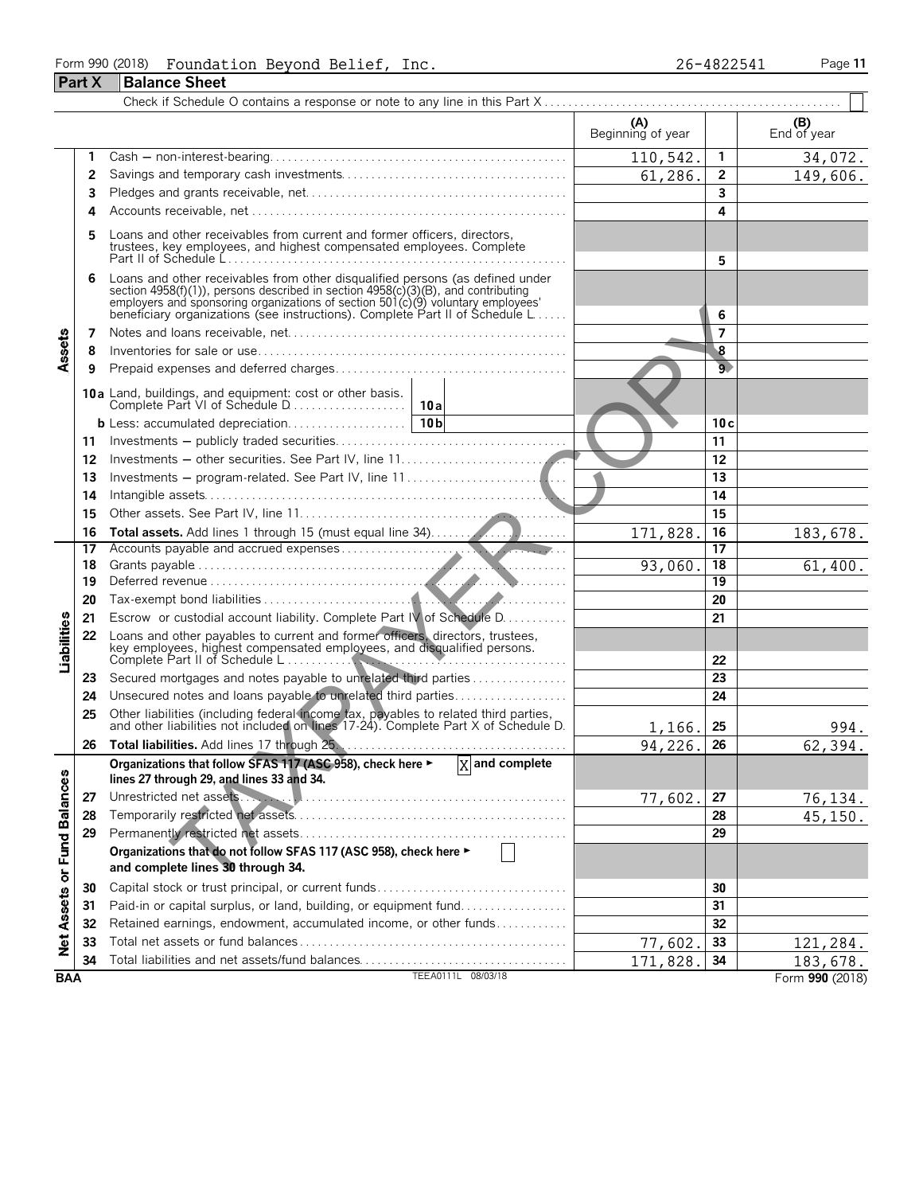Form 990 (2018) Foundation Beyond Belief, Inc. 26-4822541 Page 11

## Part X Balance Sheet

Check if Schedule O contains a response or note to any line in this Part X . . . . . . . . . . . . . . . . . . . . . . . . . . . . . . . . . . . . . . . . . . . . . . . . ☐

| | | | (A) Beginning of year | | (B) End of year |
|---|---|---|---|---|---|
| Assets | 1 | Cash — non-interest-bearing | 110,542. | 1 | 34,072. |
| | 2 | Savings and temporary cash investments | 61,286. | 2 | 149,606. |
| | 3 | Pledges and grants receivable, net | | 3 | |
| | 4 | Accounts receivable, net | | 4 | |
| | 5 | Loans and other receivables from current and former officers, directors, trustees, key employees, and highest compensated employees. Complete Part II of Schedule L | | 5 | |
| | 6 | Loans and other receivables from other disqualified persons (as defined under section 4958(f)(1)), persons described in section 4958(c)(3)(B), and contributing employers and sponsoring organizations of section 501(c)(9) voluntary employees' beneficiary organizations (see instructions). Complete Part II of Schedule L | | 6 | |
| | 7 | Notes and loans receivable, net | | 7 | |
| | 8 | Inventories for sale or use | | 8 | |
| | 9 | Prepaid expenses and deferred charges | | 9 | |
| | 10a | Land, buildings, and equipment: cost or other basis. Complete Part VI of Schedule D . . . 10a | | | |
| | b | Less: accumulated depreciation . . . 10b | | 10c | |
| | 11 | Investments — publicly traded securities | | 11 | |
| | 12 | Investments — other securities. See Part IV, line 11 | | 12 | |
| | 13 | Investments — program-related. See Part IV, line 11 | | 13 | |
| | 14 | Intangible assets | | 14 | |
| | 15 | Other assets. See Part IV, line 11 | | 15 | |
| | 16 | **Total assets.** Add lines 1 through 15 (must equal line 34) | 171,828. | 16 | 183,678. |
| Liabilities | 17 | Accounts payable and accrued expenses | | 17 | |
| | 18 | Grants payable | 93,060. | 18 | 61,400. |
| | 19 | Deferred revenue | | 19 | |
| | 20 | Tax-exempt bond liabilities | | 20 | |
| | 21 | Escrow or custodial account liability. Complete Part IV of Schedule D | | 21 | |
| | 22 | Loans and other payables to current and former officers, directors, trustees, key employees, highest compensated employees, and disqualified persons. Complete Part II of Schedule L | | 22 | |
| | 23 | Secured mortgages and notes payable to unrelated third parties | | 23 | |
| | 24 | Unsecured notes and loans payable to unrelated third parties | | 24 | |
| | 25 | Other liabilities (including federal income tax, payables to related third parties, and other liabilities not included on lines 17-24). Complete Part X of Schedule D | 1,166. | 25 | 994. |
| | 26 | **Total liabilities.** Add lines 17 through 25 | 94,226. | 26 | 62,394. |
| Net Assets or Fund Balances | | **Organizations that follow SFAS 117 (ASC 958), check here ▶** ☒ **and complete lines 27 through 29, and lines 33 and 34.** | | | |
| | 27 | Unrestricted net assets | 77,602. | 27 | 76,134. |
| | 28 | Temporarily restricted net assets | | 28 | 45,150. |
| | 29 | Permanently restricted net assets | | 29 | |
| | | **Organizations that do not follow SFAS 117 (ASC 958), check here ▶** ☐ **and complete lines 30 through 34.** | | | |
| | 30 | Capital stock or trust principal, or current funds | | 30 | |
| | 31 | Paid-in or capital surplus, or land, building, or equipment fund | | 31 | |
| | 32 | Retained earnings, endowment, accumulated income, or other funds | | 32 | |
| | 33 | Total net assets or fund balances | 77,602. | 33 | 121,284. |
| | 34 | Total liabilities and net assets/fund balances | 171,828. | 34 | 183,678. |

BAA TEEA0111L 08/03/18 Form **990** (2018)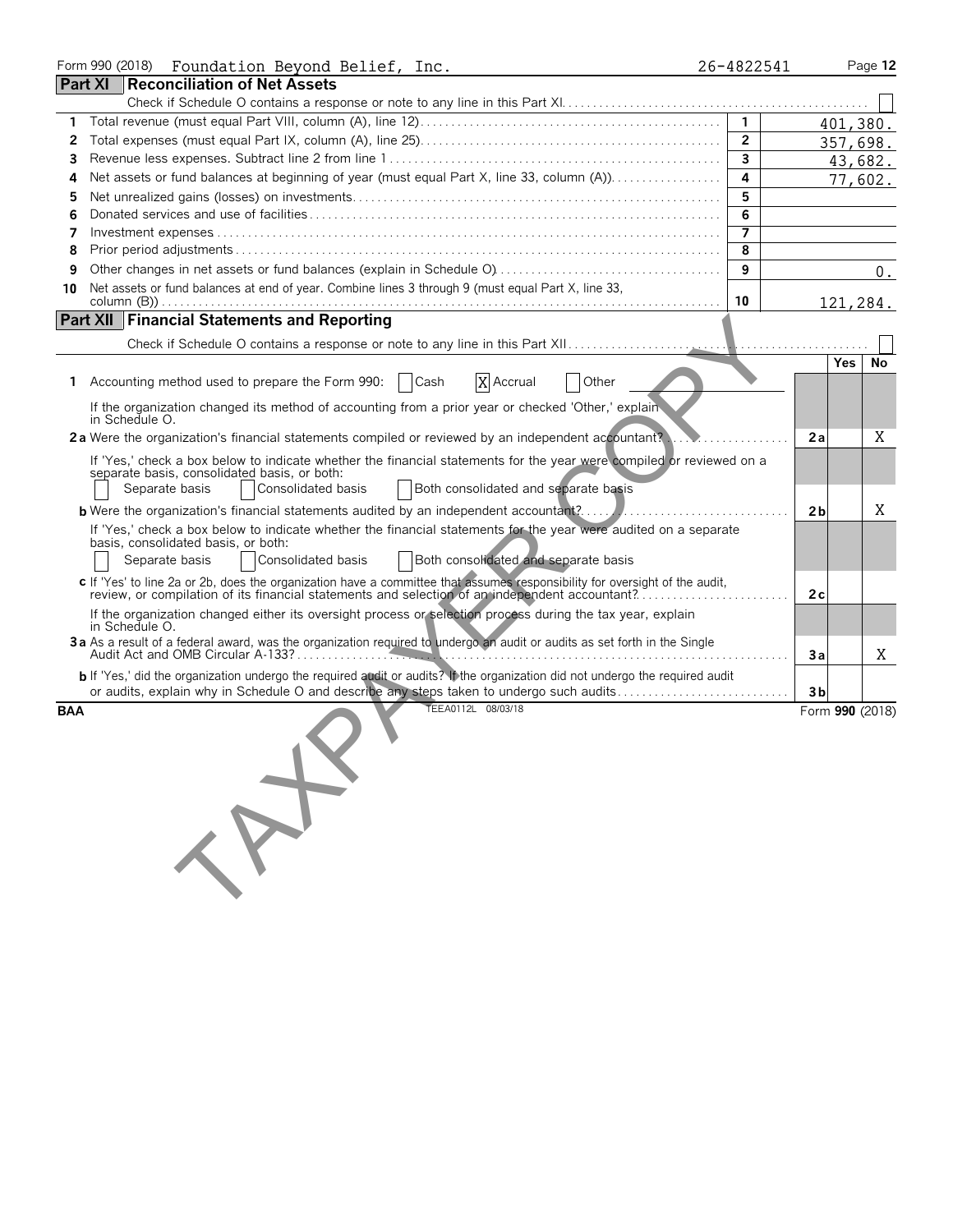Form 990 (2018) Foundation Beyond Belief, Inc. 26-4822541

## Part XI Reconciliation of Net Assets

Check if Schedule O contains a response or note to any line in this Part XI. ☐

| | | | |
|---|---|---|---|
| 1 | Total revenue (must equal Part VIII, column (A), line 12) | 1 | 401,380. |
| 2 | Total expenses (must equal Part IX, column (A), line 25) | 2 | 357,698. |
| 3 | Revenue less expenses. Subtract line 2 from line 1 | 3 | 43,682. |
| 4 | Net assets or fund balances at beginning of year (must equal Part X, line 33, column (A)) | 4 | 77,602. |
| 5 | Net unrealized gains (losses) on investments | 5 | |
| 6 | Donated services and use of facilities | 6 | |
| 7 | Investment expenses | 7 | |
| 8 | Prior period adjustments | 8 | |
| 9 | Other changes in net assets or fund balances (explain in Schedule O) | 9 | 0. |
| 10 | Net assets or fund balances at end of year. Combine lines 3 through 9 (must equal Part X, line 33, column (B)) | 10 | 121,284. |

## Part XII Financial Statements and Reporting

Check if Schedule O contains a response or note to any line in this Part XII. ☐

| | | | Yes | No |
|---|---|---|---|---|
| 1 | Accounting method used to prepare the Form 990: ☐ Cash ☒ Accrual ☐ Other | | | |
| | If the organization changed its method of accounting from a prior year or checked 'Other,' explain in Schedule O. | | | |
| 2a | Were the organization's financial statements compiled or reviewed by an independent accountant? | 2a | | X |
| | If 'Yes,' check a box below to indicate whether the financial statements for the year were compiled or reviewed on a separate basis, consolidated basis, or both: ☐ Separate basis ☐ Consolidated basis ☐ Both consolidated and separate basis | | | |
| b | Were the organization's financial statements audited by an independent accountant? | 2b | | X |
| | If 'Yes,' check a box below to indicate whether the financial statements for the year were audited on a separate basis, consolidated basis, or both: ☐ Separate basis ☐ Consolidated basis ☐ Both consolidated and separate basis | | | |
| c | If 'Yes' to line 2a or 2b, does the organization have a committee that assumes responsibility for oversight of the audit, review, or compilation of its financial statements and selection of an independent accountant? | 2c | | |
| | If the organization changed either its oversight process or selection process during the tax year, explain in Schedule O. | | | |
| 3a | As a result of a federal award, was the organization required to undergo an audit or audits as set forth in the Single Audit Act and OMB Circular A-133? | 3a | | X |
| b | If 'Yes,' did the organization undergo the required audit or audits? If the organization did not undergo the required audit or audits, explain why in Schedule O and describe any steps taken to undergo such audits | 3b | | |

BAA TEEA0112L 08/03/18 Form 990 (2018)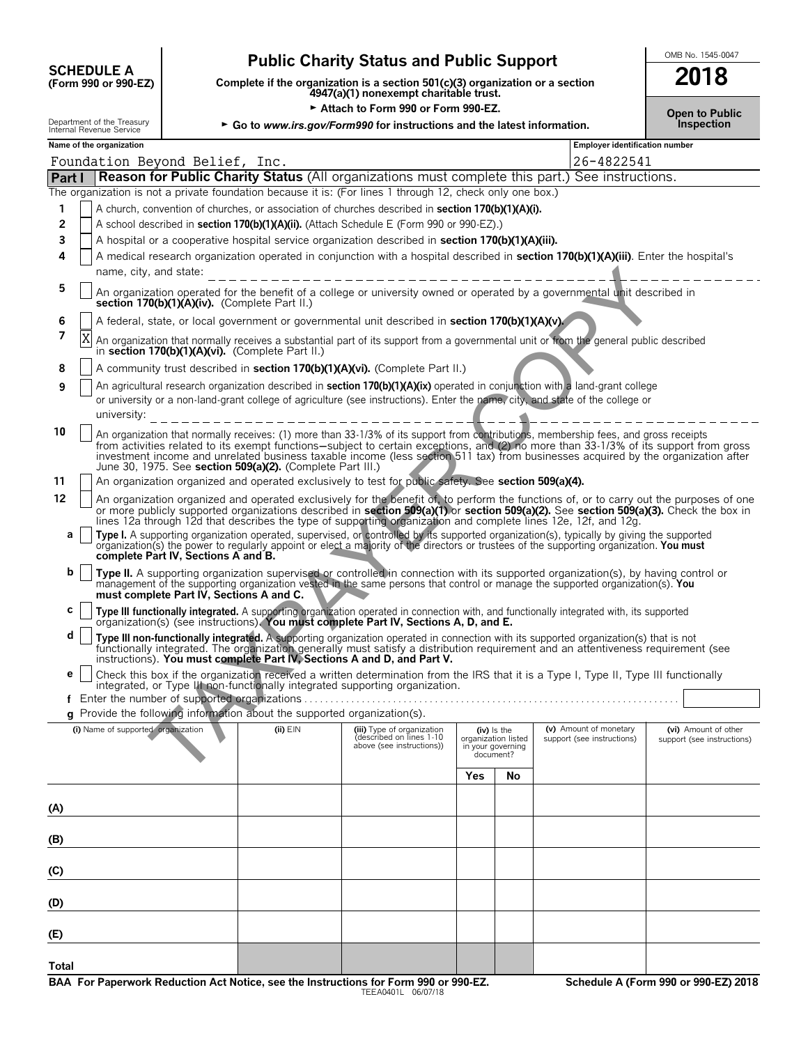**SCHEDULE A**
**(Form 990 or 990-EZ)**

Department of the Treasury
Internal Revenue Service

# Public Charity Status and Public Support

**Complete if the organization is a section 501(c)(3) organization or a section 4947(a)(1) nonexempt charitable trust.**

► **Attach to Form 990 or Form 990-EZ.**

► **Go to *www.irs.gov/Form990* for instructions and the latest information.**

OMB No. 1545-0047

**2018**

**Open to Public Inspection**

| Name of the organization | Employer identification number |
|---|---|
| Foundation Beyond Belief, Inc. | 26-4822541 |

## Part I — Reason for Public Charity Status (All organizations must complete this part.) See instructions.

The organization is not a private foundation because it is: (For lines 1 through 12, check only one box.)

1. [ ] A church, convention of churches, or association of churches described in **section 170(b)(1)(A)(i).**
2. [ ] A school described in **section 170(b)(1)(A)(ii).** (Attach Schedule E (Form 990 or 990-EZ).)
3. [ ] A hospital or a cooperative hospital service organization described in **section 170(b)(1)(A)(iii).**
4. [ ] A medical research organization operated in conjunction with a hospital described in **section 170(b)(1)(A)(iii)**. Enter the hospital's name, city, and state:
5. [ ] An organization operated for the benefit of a college or university owned or operated by a governmental unit described in **section 170(b)(1)(A)(iv).** (Complete Part II.)
6. [ ] A federal, state, or local government or governmental unit described in **section 170(b)(1)(A)(v).**
7. [X] An organization that normally receives a substantial part of its support from a governmental unit or from the general public described in **section 170(b)(1)(A)(vi).** (Complete Part II.)
8. [ ] A community trust described in **section 170(b)(1)(A)(vi).** (Complete Part II.)
9. [ ] An agricultural research organization described in **section 170(b)(1)(A)(ix)** operated in conjunction with a land-grant college or university or a non-land-grant college of agriculture (see instructions). Enter the name, city, and state of the college or university:
10. [ ] An organization that normally receives: (1) more than 33-1/3% of its support from contributions, membership fees, and gross receipts from activities related to its exempt functions—subject to certain exceptions, and (2) no more than 33-1/3% of its support from gross investment income and unrelated business taxable income (less section 511 tax) from businesses acquired by the organization after June 30, 1975. See **section 509(a)(2).** (Complete Part III.)
11. [ ] An organization organized and operated exclusively to test for public safety. See **section 509(a)(4).**
12. [ ] An organization organized and operated exclusively for the benefit of, to perform the functions of, or to carry out the purposes of one or more publicly supported organizations described in **section 509(a)(1)** or **section 509(a)(2).** See **section 509(a)(3).** Check the box in lines 12a through 12d that describes the type of supporting organization and complete lines 12e, 12f, and 12g.
   - **a** [ ] **Type I.** A supporting organization operated, supervised, or controlled by its supported organization(s), typically by giving the supported organization(s) the power to regularly appoint or elect a majority of the directors or trustees of the supporting organization. **You must complete Part IV, Sections A and B.**
   - **b** [ ] **Type II.** A supporting organization supervised or controlled in connection with its supported organization(s), by having control or management of the supporting organization vested in the same persons that control or manage the supported organization(s). **You must complete Part IV, Sections A and C.**
   - **c** [ ] **Type III functionally integrated.** A supporting organization operated in connection with, and functionally integrated with, its supported organization(s) (see instructions). **You must complete Part IV, Sections A, D, and E.**
   - **d** [ ] **Type III non-functionally integrated.** A supporting organization operated in connection with its supported organization(s) that is not functionally integrated. The organization generally must satisfy a distribution requirement and an attentiveness requirement (see instructions). **You must complete Part IV, Sections A and D, and Part V.**
   - **e** [ ] Check this box if the organization received a written determination from the IRS that it is a Type I, Type II, Type III functionally integrated, or Type III non-functionally integrated supporting organization.
   - **f** Enter the number of supported organizations
   - **g** Provide the following information about the supported organization(s).

| (i) Name of supported organization | (ii) EIN | (iii) Type of organization (described on lines 1-10 above (see instructions)) | (iv) Is the organization listed in your governing document? Yes | No | (v) Amount of monetary support (see instructions) | (vi) Amount of other support (see instructions) |
|---|---|---|---|---|---|---|
| (A) | | | | | | |
| (B) | | | | | | |
| (C) | | | | | | |
| (D) | | | | | | |
| (E) | | | | | | |
| Total | | | | | | |

**BAA For Paperwork Reduction Act Notice, see the Instructions for Form 990 or 990-EZ.** TEEA0401L 06/07/18 **Schedule A (Form 990 or 990-EZ) 2018**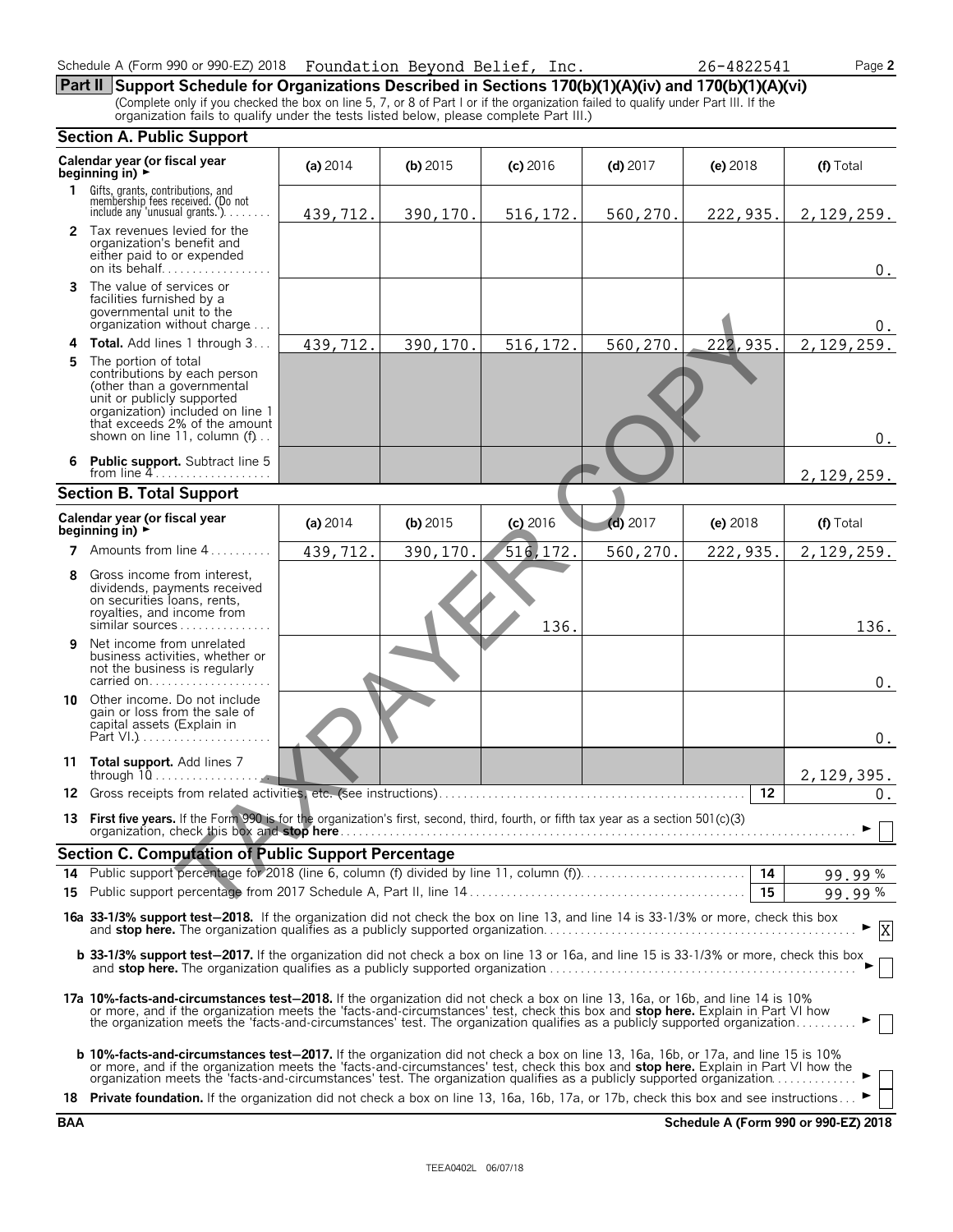Schedule A (Form 990 or 990-EZ) 2018 Foundation Beyond Belief, Inc. 26-4822541 Page **2**

## Part II Support Schedule for Organizations Described in Sections 170(b)(1)(A)(iv) and 170(b)(1)(A)(vi)

(Complete only if you checked the box on line 5, 7, or 8 of Part I or if the organization failed to qualify under Part III. If the organization fails to qualify under the tests listed below, please complete Part III.)

### Section A. Public Support

| Calendar year (or fiscal year beginning in) ► | (a) 2014 | (b) 2015 | (c) 2016 | (d) 2017 | (e) 2018 | (f) Total |
|---|---|---|---|---|---|---|
| **1** Gifts, grants, contributions, and membership fees received. (Do not include any 'unusual grants.') | 439,712. | 390,170. | 516,172. | 560,270. | 222,935. | 2,129,259. |
| **2** Tax revenues levied for the organization's benefit and either paid to or expended on its behalf | | | | | | 0. |
| **3** The value of services or facilities furnished by a governmental unit to the organization without charge | | | | | | 0. |
| **4 Total.** Add lines 1 through 3 | 439,712. | 390,170. | 516,172. | 560,270. | 222,935. | 2,129,259. |
| **5** The portion of total contributions by each person (other than a governmental unit or publicly supported organization) included on line 1 that exceeds 2% of the amount shown on line 11, column (f) | | | | | | 0. |
| **6 Public support.** Subtract line 5 from line 4 | | | | | | 2,129,259. |

### Section B. Total Support

| Calendar year (or fiscal year beginning in) ► | (a) 2014 | (b) 2015 | (c) 2016 | (d) 2017 | (e) 2018 | (f) Total |
|---|---|---|---|---|---|---|
| **7** Amounts from line 4 | 439,712. | 390,170. | 516,172. | 560,270. | 222,935. | 2,129,259. |
| **8** Gross income from interest, dividends, payments received on securities loans, rents, royalties, and income from similar sources | | | 136. | | | 136. |
| **9** Net income from unrelated business activities, whether or not the business is regularly carried on | | | | | | 0. |
| **10** Other income. Do not include gain or loss from the sale of capital assets (Explain in Part VI.) | | | | | | 0. |
| **11 Total support.** Add lines 7 through 10 | | | | | | 2,129,395. |

**12** Gross receipts from related activities, etc. (see instructions) **12** 0.

**13 First five years.** If the Form 990 is for the organization's first, second, third, fourth, or fifth tax year as a section 501(c)(3) organization, check this box and **stop here** ► ☐

### Section C. Computation of Public Support Percentage

**14** Public support percentage for 2018 (line 6, column (f) divided by line 11, column (f)) **14** 99.99 %

**15** Public support percentage from 2017 Schedule A, Part II, line 14 **15** 99.99 %

**16a 33-1/3% support test–2018.** If the organization did not check the box on line 13, and line 14 is 33-1/3% or more, check this box and **stop here.** The organization qualifies as a publicly supported organization ► ☒

**b 33-1/3% support test–2017.** If the organization did not check a box on line 13 or 16a, and line 15 is 33-1/3% or more, check this box and **stop here.** The organization qualifies as a publicly supported organization ► ☐

**17a 10%-facts-and-circumstances test–2018.** If the organization did not check a box on line 13, 16a, or 16b, and line 14 is 10% or more, and if the organization meets the 'facts-and-circumstances' test, check this box and **stop here.** Explain in Part VI how the organization meets the 'facts-and-circumstances' test. The organization qualifies as a publicly supported organization ► ☐

**b 10%-facts-and-circumstances test–2017.** If the organization did not check a box on line 13, 16a, 16b, or 17a, and line 15 is 10% or more, and if the organization meets the 'facts-and-circumstances' test, check this box and **stop here.** Explain in Part VI how the organization meets the 'facts-and-circumstances' test. The organization qualifies as a publicly supported organization ► ☐

**18 Private foundation.** If the organization did not check a box on line 13, 16a, 16b, 17a, or 17b, check this box and see instructions ► ☐

**BAA** **Schedule A (Form 990 or 990-EZ) 2018**

TEEA0402L 06/07/18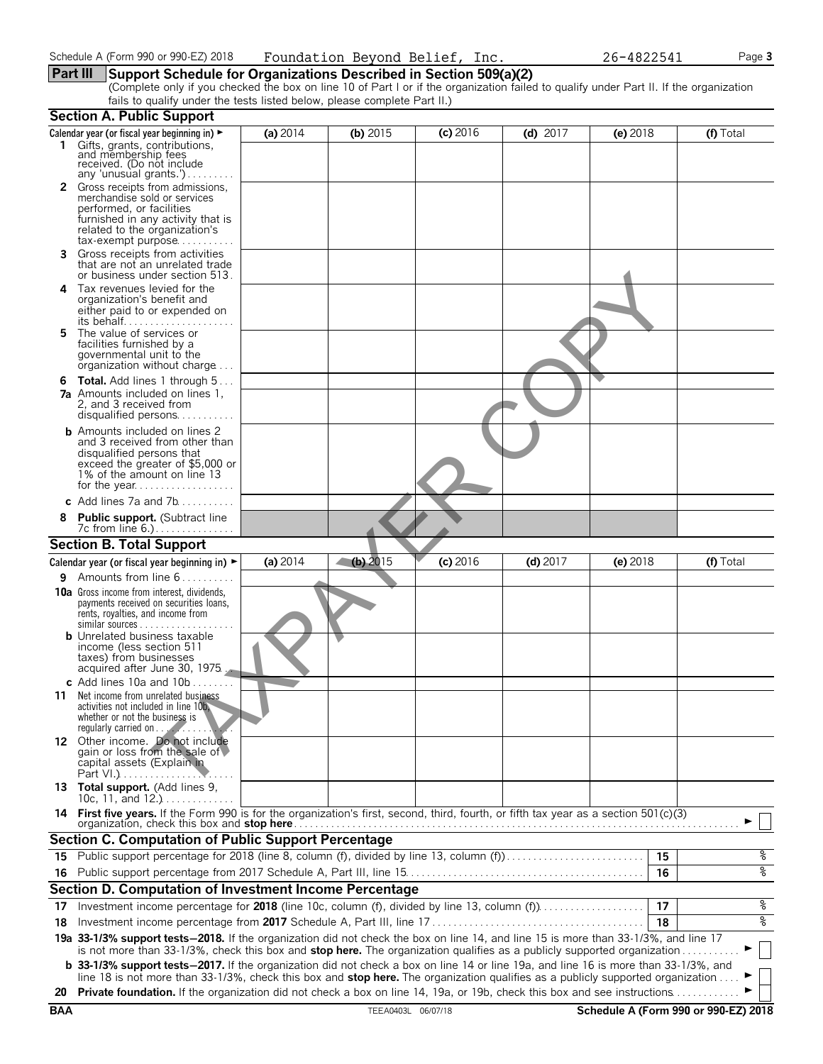Schedule A (Form 990 or 990-EZ) 2018 Foundation Beyond Belief, Inc. 26-4822541 Page **3**

## Part III Support Schedule for Organizations Described in Section 509(a)(2)

(Complete only if you checked the box on line 10 of Part I or if the organization failed to qualify under Part II. If the organization fails to qualify under the tests listed below, please complete Part II.)

### Section A. Public Support

| Calendar year (or fiscal year beginning in) ► | (a) 2014 | (b) 2015 | (c) 2016 | (d) 2017 | (e) 2018 | (f) Total |
|---|---|---|---|---|---|---|
| **1** Gifts, grants, contributions, and membership fees received. (Do not include any 'unusual grants.') | | | | | | |
| **2** Gross receipts from admissions, merchandise sold or services performed, or facilities furnished in any activity that is related to the organization's tax-exempt purpose | | | | | | |
| **3** Gross receipts from activities that are not an unrelated trade or business under section 513 | | | | | | |
| **4** Tax revenues levied for the organization's benefit and either paid to or expended on its behalf | | | | | | |
| **5** The value of services or facilities furnished by a governmental unit to the organization without charge | | | | | | |
| **6 Total.** Add lines 1 through 5 | | | | | | |
| **7a** Amounts included on lines 1, 2, and 3 received from disqualified persons | | | | | | |
| **b** Amounts included on lines 2 and 3 received from other than disqualified persons that exceed the greater of $5,000 or 1% of the amount on line 13 for the year | | | | | | |
| **c** Add lines 7a and 7b | | | | | | |
| **8 Public support.** (Subtract line 7c from line 6.) | | | | | | |

### Section B. Total Support

| Calendar year (or fiscal year beginning in) ► | (a) 2014 | (b) 2015 | (c) 2016 | (d) 2017 | (e) 2018 | (f) Total |
|---|---|---|---|---|---|---|
| **9** Amounts from line 6 | | | | | | |
| **10a** Gross income from interest, dividends, payments received on securities loans, rents, royalties, and income from similar sources | | | | | | |
| **b** Unrelated business taxable income (less section 511 taxes) from businesses acquired after June 30, 1975 | | | | | | |
| **c** Add lines 10a and 10b | | | | | | |
| **11** Net income from unrelated business activities not included in line 10b, whether or not the business is regularly carried on | | | | | | |
| **12** Other income. Do not include gain or loss from the sale of capital assets (Explain in Part VI.) | | | | | | |
| **13 Total support.** (Add lines 9, 10c, 11, and 12.) | | | | | | |

**14 First five years.** If the Form 990 is for the organization's first, second, third, fourth, or fifth tax year as a section 501(c)(3) organization, check this box and **stop here** ► ☐

### Section C. Computation of Public Support Percentage

| | | | |
|---|---|---|---|
| **15** | Public support percentage for 2018 (line 8, column (f), divided by line 13, column (f)) | **15** | % |
| **16** | Public support percentage from 2017 Schedule A, Part III, line 15 | **16** | % |

### Section D. Computation of Investment Income Percentage

| | | | |
|---|---|---|---|
| **17** | Investment income percentage for **2018** (line 10c, column (f), divided by line 13, column (f)) | **17** | % |
| **18** | Investment income percentage from **2017** Schedule A, Part III, line 17 | **18** | % |

**19a 33-1/3% support tests—2018.** If the organization did not check the box on line 14, and line 15 is more than 33-1/3%, and line 17 is not more than 33-1/3%, check this box and **stop here.** The organization qualifies as a publicly supported organization ► ☐

**b 33-1/3% support tests—2017.** If the organization did not check a box on line 14 or line 19a, and line 16 is more than 33-1/3%, and line 18 is not more than 33-1/3%, check this box and **stop here.** The organization qualifies as a publicly supported organization ► ☐

**20 Private foundation.** If the organization did not check a box on line 14, 19a, or 19b, check this box and see instructions ► ☐

BAA TEEA0403L 06/07/18 **Schedule A (Form 990 or 990-EZ) 2018**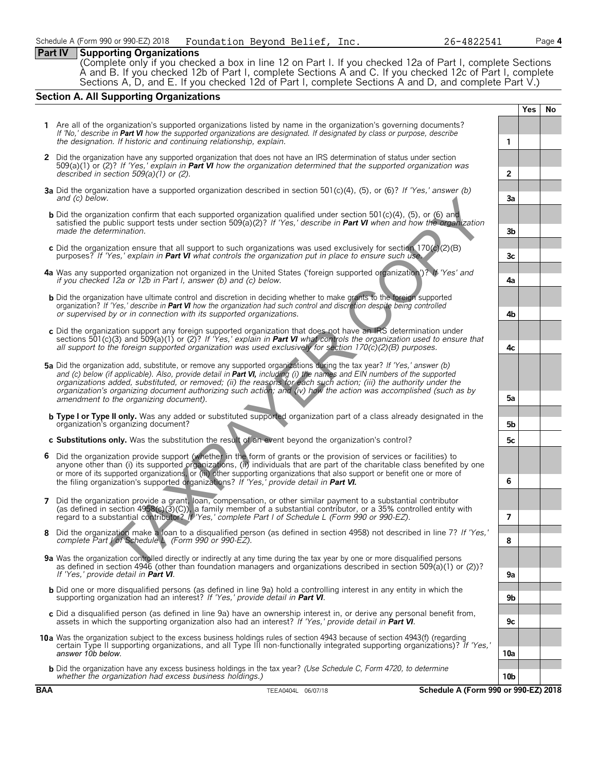Schedule A (Form 990 or 990-EZ) 2018 Foundation Beyond Belief, Inc. 26-4822541

## Part IV Supporting Organizations

(Complete only if you checked a box in line 12 on Part I. If you checked 12a of Part I, complete Sections A and B. If you checked 12b of Part I, complete Sections A and C. If you checked 12c of Part I, complete Sections A, D, and E. If you checked 12d of Part I, complete Sections A and D, and complete Part V.)

### Section A. All Supporting Organizations

| | | | Yes | No |
|---|---|---|---|---|
| **1** | Are all of the organization's supported organizations listed by name in the organization's governing documents? *If 'No,' describe in **Part VI** how the supported organizations are designated. If designated by class or purpose, describe the designation. If historic and continuing relationship, explain.* | 1 | | |
| **2** | Did the organization have any supported organization that does not have an IRS determination of status under section 509(a)(1) or (2)? *If 'Yes,' explain in **Part VI** how the organization determined that the supported organization was described in section 509(a)(1) or (2).* | 2 | | |
| **3a** | Did the organization have a supported organization described in section 501(c)(4), (5), or (6)? *If 'Yes,' answer (b) and (c) below.* | 3a | | |
| **b** | Did the organization confirm that each supported organization qualified under section 501(c)(4), (5), or (6) and satisfied the public support tests under section 509(a)(2)? *If 'Yes,' describe in **Part VI** when and how the organization made the determination.* | 3b | | |
| **c** | Did the organization ensure that all support to such organizations was used exclusively for section 170(c)(2)(B) purposes? *If 'Yes,' explain in **Part VI** what controls the organization put in place to ensure such use.* | 3c | | |
| **4a** | Was any supported organization not organized in the United States ('foreign supported organization')? *If 'Yes' and if you checked 12a or 12b in Part I, answer (b) and (c) below.* | 4a | | |
| **b** | Did the organization have ultimate control and discretion in deciding whether to make grants to the foreign supported organization? *If 'Yes,' describe in **Part VI** how the organization had such control and discretion despite being controlled or supervised by or in connection with its supported organizations.* | 4b | | |
| **c** | Did the organization support any foreign supported organization that does not have an IRS determination under sections 501(c)(3) and 509(a)(1) or (2)? *If 'Yes,' explain in **Part VI** what controls the organization used to ensure that all support to the foreign supported organization was used exclusively for section 170(c)(2)(B) purposes.* | 4c | | |
| **5a** | Did the organization add, substitute, or remove any supported organizations during the tax year? *If 'Yes,' answer (b) and (c) below (if applicable). Also, provide detail in **Part VI,** including (i) the names and EIN numbers of the supported organizations added, substituted, or removed; (ii) the reasons for each such action; (iii) the authority under the organization's organizing document authorizing such action; and (iv) how the action was accomplished (such as by amendment to the organizing document).* | 5a | | |
| **b** | **Type I or Type II only.** Was any added or substituted supported organization part of a class already designated in the organization's organizing document? | 5b | | |
| **c** | **Substitutions only.** Was the substitution the result of an event beyond the organization's control? | 5c | | |
| **6** | Did the organization provide support (whether in the form of grants or the provision of services or facilities) to anyone other than (i) its supported organizations, (ii) individuals that are part of the charitable class benefited by one or more of its supported organizations, or (iii) other supporting organizations that also support or benefit one or more of the filing organization's supported organizations? *If 'Yes,' provide detail in **Part VI.*** | 6 | | |
| **7** | Did the organization provide a grant, loan, compensation, or other similar payment to a substantial contributor (as defined in section 4958(c)(3)(C)), a family member of a substantial contributor, or a 35% controlled entity with regard to a substantial contributor? *If 'Yes,' complete Part I of Schedule L (Form 990 or 990-EZ).* | 7 | | |
| **8** | Did the organization make a loan to a disqualified person (as defined in section 4958) not described in line 7? *If 'Yes,' complete Part I of Schedule L (Form 990 or 990-EZ).* | 8 | | |
| **9a** | Was the organization controlled directly or indirectly at any time during the tax year by one or more disqualified persons as defined in section 4946 (other than foundation managers and organizations described in section 509(a)(1) or (2))? *If 'Yes,' provide detail in **Part VI**.* | 9a | | |
| **b** | Did one or more disqualified persons (as defined in line 9a) hold a controlling interest in any entity in which the supporting organization had an interest? *If 'Yes,' provide detail in **Part VI**.* | 9b | | |
| **c** | Did a disqualified person (as defined in line 9a) have an ownership interest in, or derive any personal benefit from, assets in which the supporting organization also had an interest? *If 'Yes,' provide detail in **Part VI**.* | 9c | | |
| **10a** | Was the organization subject to the excess business holdings rules of section 4943 because of section 4943(f) (regarding certain Type II supporting organizations, and all Type III non-functionally integrated supporting organizations)? *If 'Yes,' answer 10b below.* | 10a | | |
| **b** | Did the organization have any excess business holdings in the tax year? *(Use Schedule C, Form 4720, to determine whether the organization had excess business holdings.)* | 10b | | |

BAA TEEA0404L 06/07/18 Schedule A (Form 990 or 990-EZ) 2018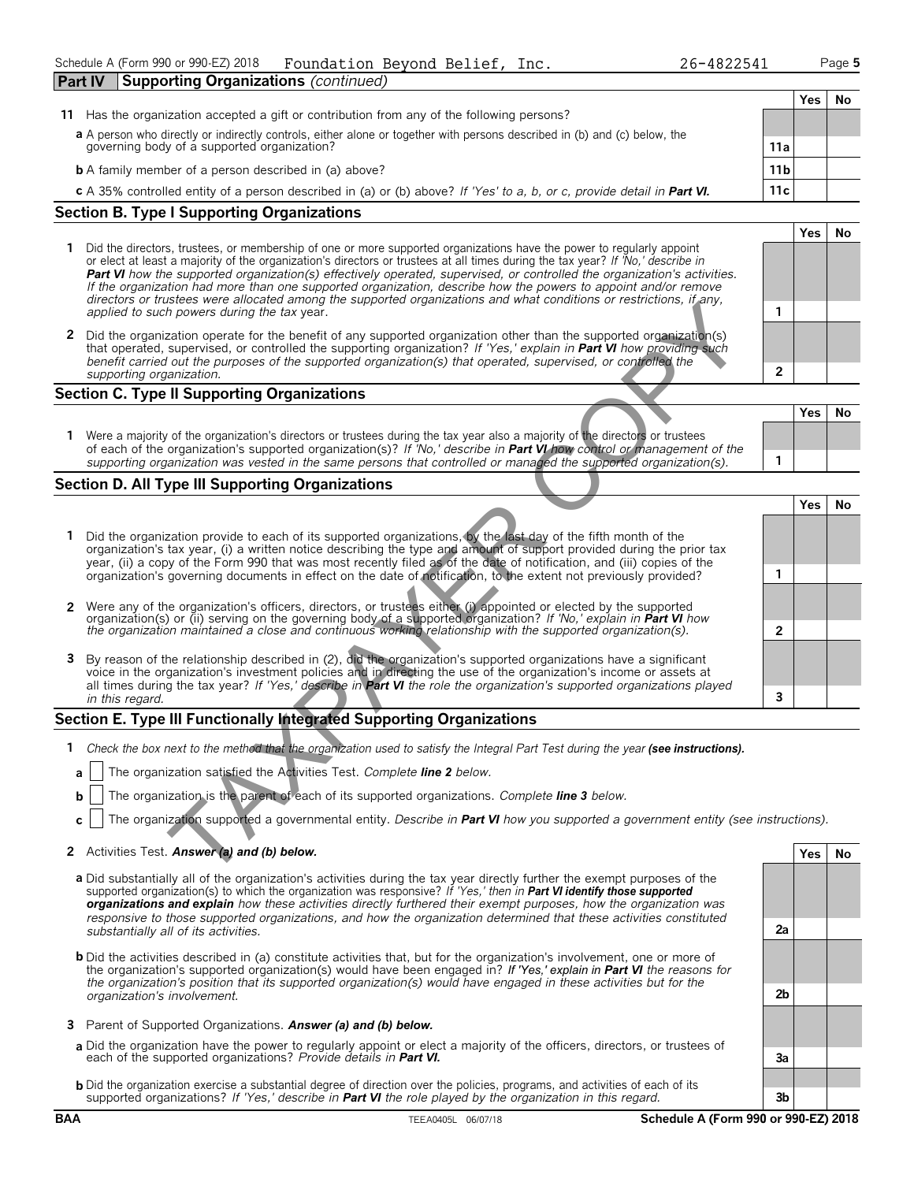Schedule A (Form 990 or 990-EZ) 2018 Foundation Beyond Belief, Inc. 26-4822541

## Part IV Supporting Organizations *(continued)*

| | | | Yes | No |
|---|---|---|---|---|
| **11** | Has the organization accepted a gift or contribution from any of the following persons? | | | |
| **a** | A person who directly or indirectly controls, either alone or together with persons described in (b) and (c) below, the governing body of a supported organization? | 11a | | |
| **b** | A family member of a person described in (a) above? | 11b | | |
| **c** | A 35% controlled entity of a person described in (a) or (b) above? *If 'Yes' to a, b, or c, provide detail in* ***Part VI.*** | 11c | | |

### Section B. Type I Supporting Organizations

| | | | Yes | No |
|---|---|---|---|---|
| **1** | Did the directors, trustees, or membership of one or more supported organizations have the power to regularly appoint or elect at least a majority of the organization's directors or trustees at all times during the tax year? *If 'No,' describe in* ***Part VI*** *how the supported organization(s) effectively operated, supervised, or controlled the organization's activities. If the organization had more than one supported organization, describe how the powers to appoint and/or remove directors or trustees were allocated among the supported organizations and what conditions or restrictions, if any, applied to such powers during the tax* year. | 1 | | |
| **2** | Did the organization operate for the benefit of any supported organization other than the supported organization(s) that operated, supervised, or controlled the supporting organization? *If 'Yes,' explain in* ***Part VI*** *how providing such benefit carried out the purposes of the supported organization(s) that operated, supervised, or controlled the supporting organization.* | 2 | | |

### Section C. Type II Supporting Organizations

| | | | Yes | No |
|---|---|---|---|---|
| **1** | Were a majority of the organization's directors or trustees during the tax year also a majority of the directors or trustees of each of the organization's supported organization(s)? *If 'No,' describe in* ***Part VI*** *how control or management of the supporting organization was vested in the same persons that controlled or managed the supported organization(s).* | 1 | | |

### Section D. All Type III Supporting Organizations

| | | | Yes | No |
|---|---|---|---|---|
| **1** | Did the organization provide to each of its supported organizations, by the last day of the fifth month of the organization's tax year, (i) a written notice describing the type and amount of support provided during the prior tax year, (ii) a copy of the Form 990 that was most recently filed as of the date of notification, and (iii) copies of the organization's governing documents in effect on the date of notification, to the extent not previously provided? | 1 | | |
| **2** | Were any of the organization's officers, directors, or trustees either (i) appointed or elected by the supported organization(s) or (ii) serving on the governing body of a supported organization? *If 'No,' explain in* ***Part VI*** *how the organization maintained a close and continuous working relationship with the supported organization(s).* | 2 | | |
| **3** | By reason of the relationship described in (2), did the organization's supported organizations have a significant voice in the organization's investment policies and in directing the use of the organization's income or assets at all times during the tax year? *If 'Yes,' describe in* ***Part VI*** *the role the organization's supported organizations played in this regard.* | 3 | | |

### Section E. Type III Functionally Integrated Supporting Organizations

**1** *Check the box next to the method that the organization used to satisfy the Integral Part Test during the year* ***(see instructions).***

- **a** ☐ The organization satisfied the Activities Test. *Complete* ***line 2*** *below.*
- **b** ☐ The organization is the parent of each of its supported organizations. *Complete* ***line 3*** *below.*
- **c** ☐ The organization supported a governmental entity. *Describe in* ***Part VI*** *how you supported a government entity (see instructions).*

| | | | Yes | No |
|---|---|---|---|---|
| **2** | Activities Test. ***Answer (a) and (b) below.*** | | | |
| **a** | Did substantially all of the organization's activities during the tax year directly further the exempt purposes of the supported organization(s) to which the organization was responsive? *If 'Yes,' then in* ***Part VI identify those supported organizations and explain*** *how these activities directly furthered their exempt purposes, how the organization was responsive to those supported organizations, and how the organization determined that these activities constituted substantially all of its activities.* | 2a | | |
| **b** | Did the activities described in (a) constitute activities that, but for the organization's involvement, one or more of the organization's supported organization(s) would have been engaged in? ***If 'Yes,'*** *explain in* ***Part VI*** *the reasons for the organization's position that its supported organization(s) would have engaged in these activities but for the organization's involvement.* | 2b | | |
| **3** | Parent of Supported Organizations. ***Answer (a) and (b) below.*** | | | |
| **a** | Did the organization have the power to regularly appoint or elect a majority of the officers, directors, or trustees of each of the supported organizations? *Provide details in* ***Part VI.*** | 3a | | |
| **b** | Did the organization exercise a substantial degree of direction over the policies, programs, and activities of each of its supported organizations? *If 'Yes,' describe in* ***Part VI*** *the role played by the organization in this regard.* | 3b | | |

BAA TEEA0405L 06/07/18 Schedule A (Form 990 or 990-EZ) 2018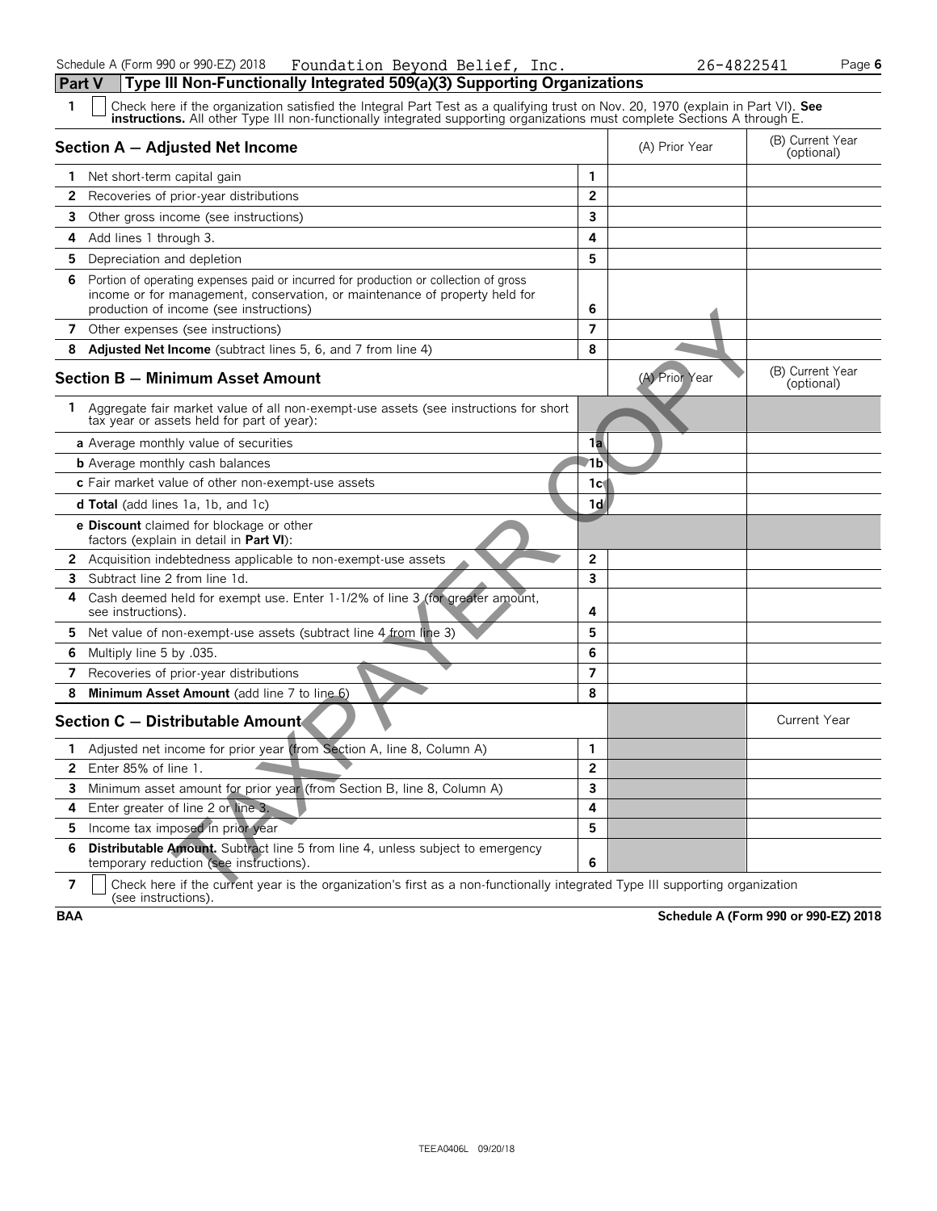Schedule A (Form 990 or 990-EZ) 2018 Foundation Beyond Belief, Inc. 26-4822541

## Part V Type III Non-Functionally Integrated 509(a)(3) Supporting Organizations

1 ☐ Check here if the organization satisfied the Integral Part Test as a qualifying trust on Nov. 20, 1970 (explain in Part VI). **See instructions.** All other Type III non-functionally integrated supporting organizations must complete Sections A through E.

| Section A — Adjusted Net Income | | (A) Prior Year | (B) Current Year (optional) |
|---|---|---|---|
| 1 Net short-term capital gain | 1 | | |
| 2 Recoveries of prior-year distributions | 2 | | |
| 3 Other gross income (see instructions) | 3 | | |
| 4 Add lines 1 through 3. | 4 | | |
| 5 Depreciation and depletion | 5 | | |
| 6 Portion of operating expenses paid or incurred for production or collection of gross income or for management, conservation, or maintenance of property held for production of income (see instructions) | 6 | | |
| 7 Other expenses (see instructions) | 7 | | |
| 8 **Adjusted Net Income** (subtract lines 5, 6, and 7 from line 4) | 8 | | |

| Section B — Minimum Asset Amount | | (A) Prior Year | (B) Current Year (optional) |
|---|---|---|---|
| 1 Aggregate fair market value of all non-exempt-use assets (see instructions for short tax year or assets held for part of year): | | | |
| **a** Average monthly value of securities | 1a | | |
| **b** Average monthly cash balances | 1b | | |
| **c** Fair market value of other non-exempt-use assets | 1c | | |
| **d Total** (add lines 1a, 1b, and 1c) | 1d | | |
| **e Discount** claimed for blockage or other factors (explain in detail in **Part VI**): | | | |
| 2 Acquisition indebtedness applicable to non-exempt-use assets | 2 | | |
| 3 Subtract line 2 from line 1d. | 3 | | |
| 4 Cash deemed held for exempt use. Enter 1-1/2% of line 3 (for greater amount, see instructions). | 4 | | |
| 5 Net value of non-exempt-use assets (subtract line 4 from line 3) | 5 | | |
| 6 Multiply line 5 by .035. | 6 | | |
| 7 Recoveries of prior-year distributions | 7 | | |
| 8 **Minimum Asset Amount** (add line 7 to line 6) | 8 | | |

| Section C — Distributable Amount | | | Current Year |
|---|---|---|---|
| 1 Adjusted net income for prior year (from Section A, line 8, Column A) | 1 | | |
| 2 Enter 85% of line 1. | 2 | | |
| 3 Minimum asset amount for prior year (from Section B, line 8, Column A) | 3 | | |
| 4 Enter greater of line 2 or line 3. | 4 | | |
| 5 Income tax imposed in prior year | 5 | | |
| 6 **Distributable Amount.** Subtract line 5 from line 4, unless subject to emergency temporary reduction (see instructions). | 6 | | |

7 ☐ Check here if the current year is the organization's first as a non-functionally integrated Type III supporting organization (see instructions).

TAXPAYER COPY

BAA Schedule A (Form 990 or 990-EZ) 2018

TEEA0406L 09/20/18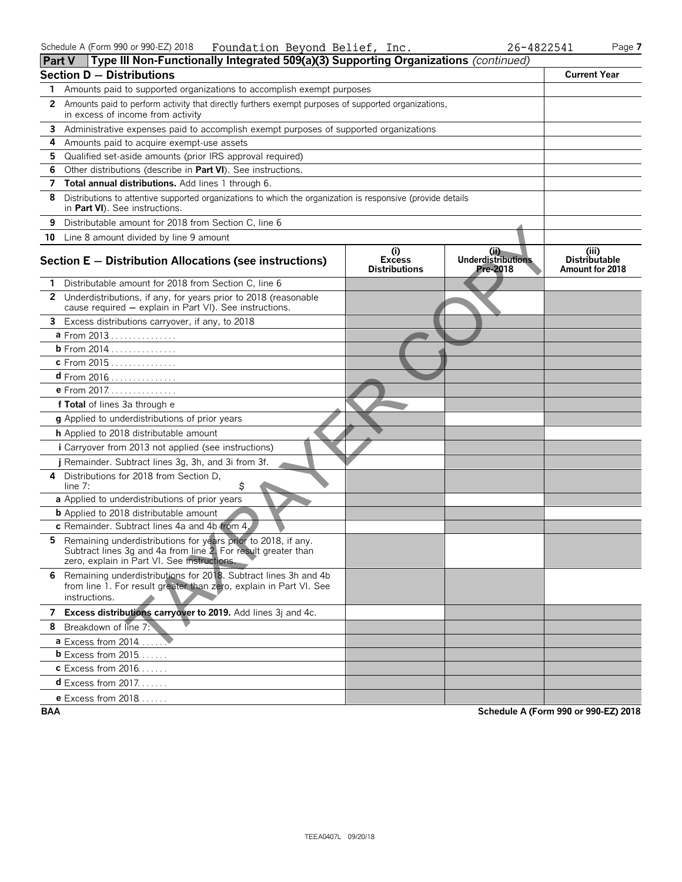Schedule A (Form 990 or 990-EZ) 2018 Foundation Beyond Belief, Inc. 26-4822541

## Part V Type III Non-Functionally Integrated 509(a)(3) Supporting Organizations *(continued)*

| **Section D — Distributions** | **Current Year** |
|---|---|
| 1 Amounts paid to supported organizations to accomplish exempt purposes | |
| 2 Amounts paid to perform activity that directly furthers exempt purposes of supported organizations, in excess of income from activity | |
| 3 Administrative expenses paid to accomplish exempt purposes of supported organizations | |
| 4 Amounts paid to acquire exempt-use assets | |
| 5 Qualified set-aside amounts (prior IRS approval required) | |
| 6 Other distributions (describe in **Part VI**). See instructions. | |
| 7 **Total annual distributions.** Add lines 1 through 6. | |
| 8 Distributions to attentive supported organizations to which the organization is responsive (provide details in **Part VI**). See instructions. | |
| 9 Distributable amount for 2018 from Section C, line 6 | |
| 10 Line 8 amount divided by line 9 amount | |

| **Section E — Distribution Allocations (see instructions)** | **(i) Excess Distributions** | **(ii) Underdistributions Pre-2018** | **(iii) Distributable Amount for 2018** |
|---|---|---|---|
| 1 Distributable amount for 2018 from Section C, line 6 | | | |
| 2 Underdistributions, if any, for years prior to 2018 (reasonable cause required — explain in Part VI). See instructions. | | | |
| 3 Excess distributions carryover, if any, to 2018 | | | |
| a From 2013 | | | |
| b From 2014 | | | |
| c From 2015 | | | |
| d From 2016 | | | |
| e From 2017 | | | |
| f **Total** of lines 3a through e | | | |
| g Applied to underdistributions of prior years | | | |
| h Applied to 2018 distributable amount | | | |
| i Carryover from 2013 not applied (see instructions) | | | |
| j Remainder. Subtract lines 3g, 3h, and 3i from 3f. | | | |
| 4 Distributions for 2018 from Section D, line 7: $ | | | |
| a Applied to underdistributions of prior years | | | |
| b Applied to 2018 distributable amount | | | |
| c Remainder. Subtract lines 4a and 4b from 4. | | | |
| 5 Remaining underdistributions for years prior to 2018, if any. Subtract lines 3g and 4a from line 2. For result greater than zero, explain in Part VI. See instructions. | | | |
| 6 Remaining underdistributions for 2018. Subtract lines 3h and 4b from line 1. For result greater than zero, explain in Part VI. See instructions. | | | |
| 7 **Excess distributions carryover to 2019.** Add lines 3j and 4c. | | | |
| 8 Breakdown of line 7: | | | |
| a Excess from 2014 | | | |
| b Excess from 2015 | | | |
| c Excess from 2016 | | | |
| d Excess from 2017 | | | |
| e Excess from 2018 | | | |

TAXPAYER COPY

BAA Schedule A (Form 990 or 990-EZ) 2018

TEEA0407L 09/20/18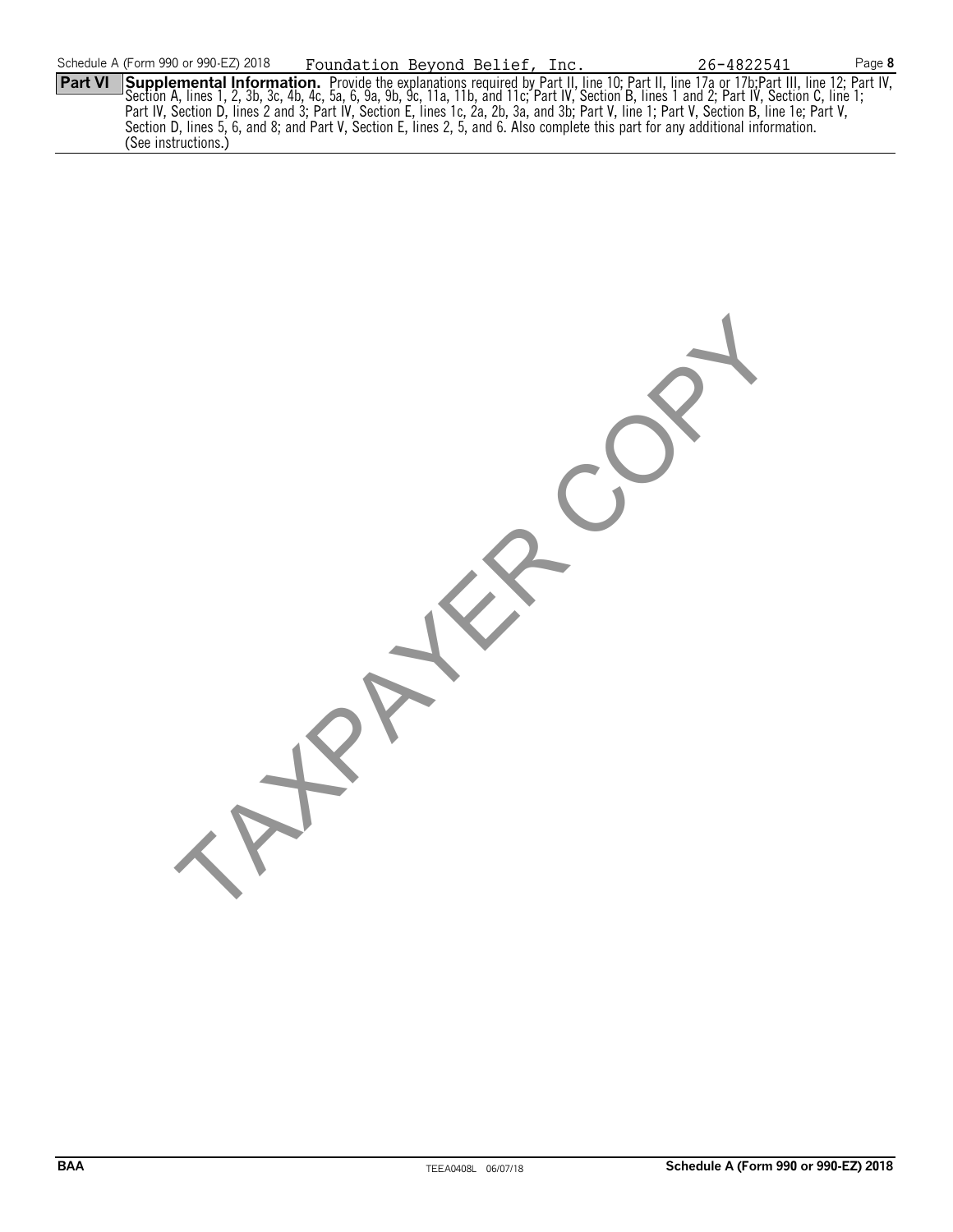**Part VI** **Supplemental Information.** Provide the explanations required by Part II, line 10; Part II, line 17a or 17b;Part III, line 12; Part IV, Section A, lines 1, 2, 3b, 3c, 4b, 4c, 5a, 6, 9a, 9b, 9c, 11a, 11b, and 11c; Part IV, Section B, lines 1 and 2; Part IV, Section C, line 1; Part IV, Section D, lines 2 and 3; Part IV, Section E, lines 1c, 2a, 2b, 3a, and 3b; Part V, line 1; Part V, Section B, line 1e; Part V, Section D, lines 5, 6, and 8; and Part V, Section E, lines 2, 5, and 6. Also complete this part for any additional information. (See instructions.)

TAXPAYER COPY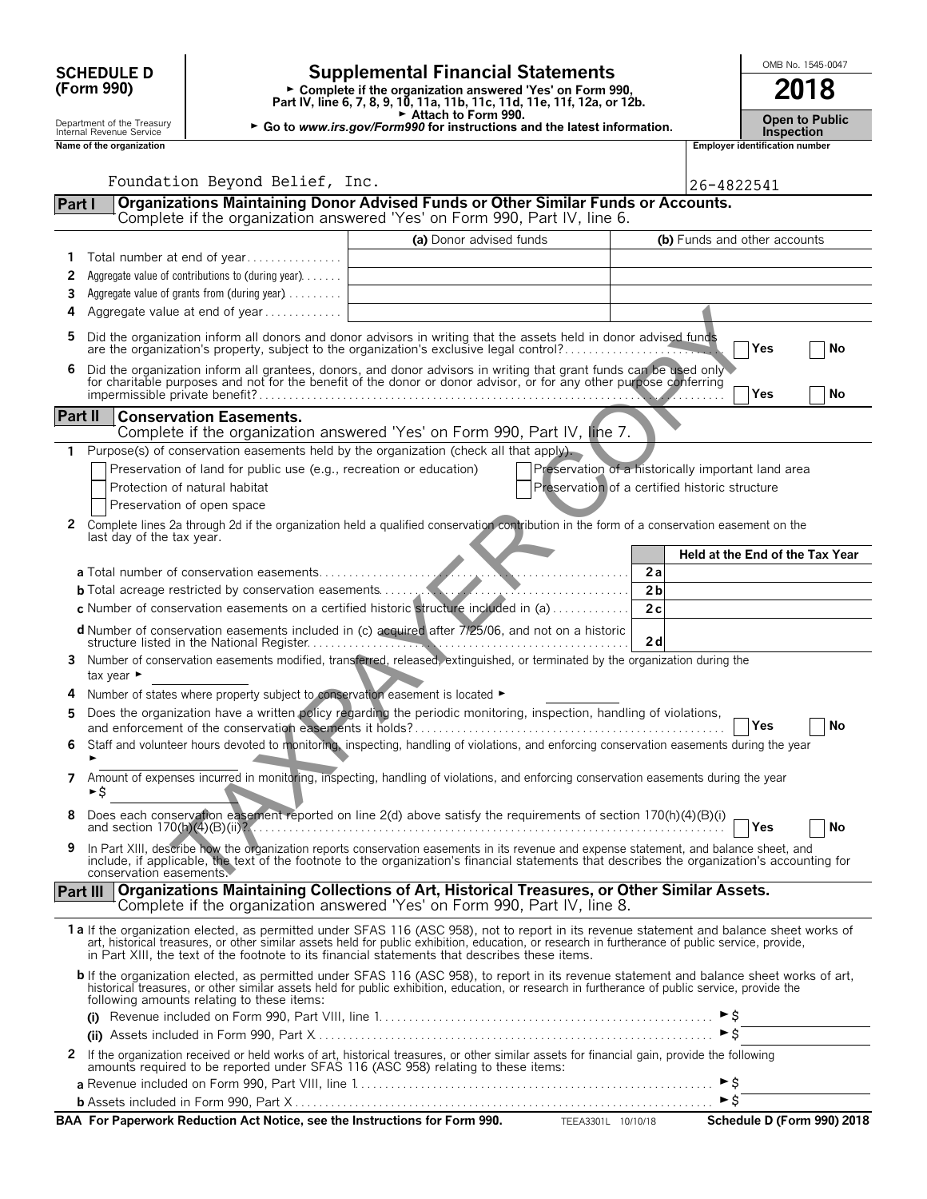**SCHEDULE D (Form 990)**

Department of the Treasury Internal Revenue Service

# Supplemental Financial Statements

► Complete if the organization answered 'Yes' on Form 990, Part IV, line 6, 7, 8, 9, 10, 11a, 11b, 11c, 11d, 11e, 11f, 12a, or 12b.

► Attach to Form 990.

► Go to *www.irs.gov/Form990* for instructions and the latest information.

OMB No. 1545-0047

**2018**

**Open to Public Inspection**

**Name of the organization**: Foundation Beyond Belief, Inc.

**Employer identification number**: 26-4822541

TAXPAYER COPY

## Part I Organizations Maintaining Donor Advised Funds or Other Similar Funds or Accounts.

Complete if the organization answered 'Yes' on Form 990, Part IV, line 6.

| | | (a) Donor advised funds | (b) Funds and other accounts |
|---|---|---|---|
| 1 | Total number at end of year | | |
| 2 | Aggregate value of contributions to (during year) | | |
| 3 | Aggregate value of grants from (during year) | | |
| 4 | Aggregate value at end of year | | |

5 Did the organization inform all donors and donor advisors in writing that the assets held in donor advised funds are the organization's property, subject to the organization's exclusive legal control? ☐ Yes ☐ No

6 Did the organization inform all grantees, donors, and donor advisors in writing that grant funds can be used only for charitable purposes and not for the benefit of the donor or donor advisor, or for any other purpose conferring impermissible private benefit? ☐ Yes ☐ No

## Part II Conservation Easements.

Complete if the organization answered 'Yes' on Form 990, Part IV, line 7.

1 Purpose(s) of conservation easements held by the organization (check all that apply).

- ☐ Preservation of land for public use (e.g., recreation or education)
- ☐ Protection of natural habitat
- ☐ Preservation of open space
- ☐ Preservation of a historically important land area
- ☐ Preservation of a certified historic structure

2 Complete lines 2a through 2d if the organization held a qualified conservation contribution in the form of a conservation easement on the last day of the tax year.

| | | Held at the End of the Tax Year |
|---|---|---|
| **a** Total number of conservation easements | 2a | |
| **b** Total acreage restricted by conservation easements | 2b | |
| **c** Number of conservation easements on a certified historic structure included in (a) | 2c | |
| **d** Number of conservation easements included in (c) acquired after 7/25/06, and not on a historic structure listed in the National Register | 2d | |

3 Number of conservation easements modified, transferred, released, extinguished, or terminated by the organization during the tax year ►

4 Number of states where property subject to conservation easement is located ►

5 Does the organization have a written policy regarding the periodic monitoring, inspection, handling of violations, and enforcement of the conservation easements it holds? ☐ Yes ☐ No

6 Staff and volunteer hours devoted to monitoring, inspecting, handling of violations, and enforcing conservation easements during the year ►

7 Amount of expenses incurred in monitoring, inspecting, handling of violations, and enforcing conservation easements during the year ►$

8 Does each conservation easement reported on line 2(d) above satisfy the requirements of section 170(h)(4)(B)(i) and section 170(h)(4)(B)(ii)? ☐ Yes ☐ No

9 In Part XIII, describe how the organization reports conservation easements in its revenue and expense statement, and balance sheet, and include, if applicable, the text of the footnote to the organization's financial statements that describes the organization's accounting for conservation easements.

## Part III Organizations Maintaining Collections of Art, Historical Treasures, or Other Similar Assets.

Complete if the organization answered 'Yes' on Form 990, Part IV, line 8.

**1a** If the organization elected, as permitted under SFAS 116 (ASC 958), not to report in its revenue statement and balance sheet works of art, historical treasures, or other similar assets held for public exhibition, education, or research in furtherance of public service, provide, in Part XIII, the text of the footnote to its financial statements that describes these items.

**b** If the organization elected, as permitted under SFAS 116 (ASC 958), to report in its revenue statement and balance sheet works of art, historical treasures, or other similar assets held for public exhibition, education, or research in furtherance of public service, provide the following amounts relating to these items:

**(i)** Revenue included on Form 990, Part VIII, line 1 ►$

**(ii)** Assets included in Form 990, Part X ►$

2 If the organization received or held works of art, historical treasures, or other similar assets for financial gain, provide the following amounts required to be reported under SFAS 116 (ASC 958) relating to these items:

**a** Revenue included on Form 990, Part VIII, line 1 ►$

**b** Assets included in Form 990, Part X ►$

**BAA For Paperwork Reduction Act Notice, see the Instructions for Form 990.** TEEA3301L 10/10/18 **Schedule D (Form 990) 2018**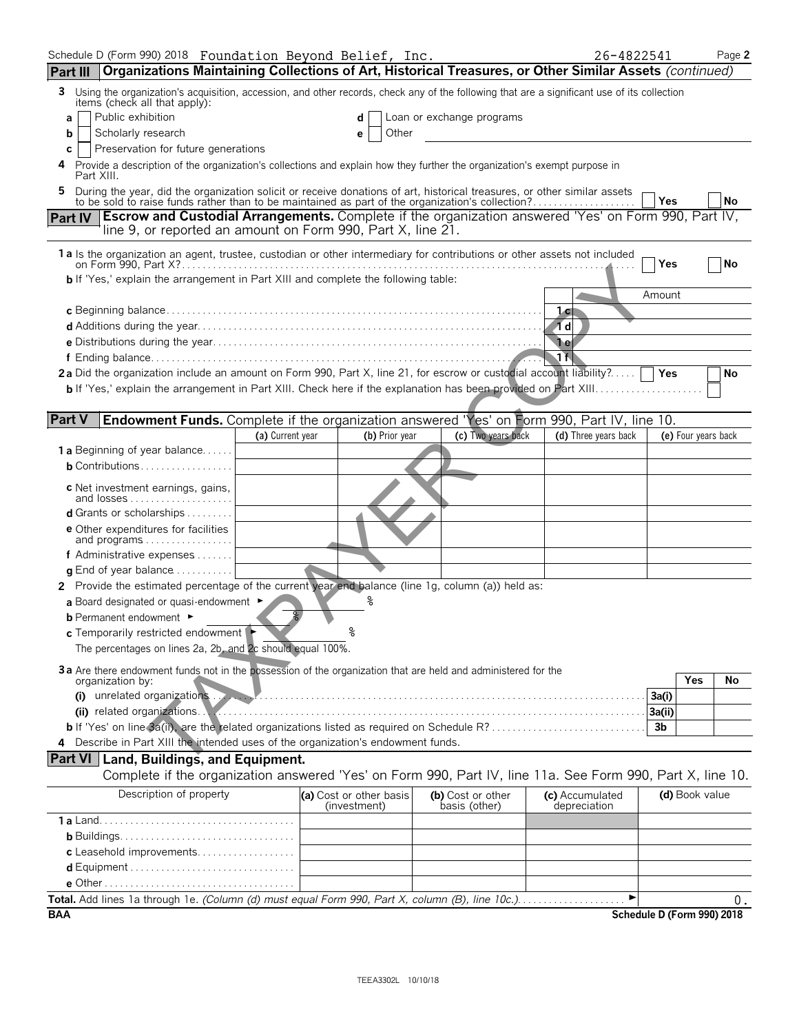Schedule D (Form 990) 2018 Foundation Beyond Belief, Inc. 26-4822541

## Part III Organizations Maintaining Collections of Art, Historical Treasures, or Other Similar Assets *(continued)*

**3** Using the organization's acquisition, accession, and other records, check any of the following that are a significant use of its collection items (check all that apply):

- **a** ☐ Public exhibition
- **b** ☐ Scholarly research
- **c** ☐ Preservation for future generations
- **d** ☐ Loan or exchange programs
- **e** ☐ Other

**4** Provide a description of the organization's collections and explain how they further the organization's exempt purpose in Part XIII.

**5** During the year, did the organization solicit or receive donations of art, historical treasures, or other similar assets to be sold to raise funds rather than to be maintained as part of the organization's collection? ☐ Yes ☐ No

## Part IV Escrow and Custodial Arrangements.

Complete if the organization answered 'Yes' on Form 990, Part IV, line 9, or reported an amount on Form 990, Part X, line 21.

**1a** Is the organization an agent, trustee, custodian or other intermediary for contributions or other assets not included on Form 990, Part X? ☐ Yes ☐ No

**b** If 'Yes,' explain the arrangement in Part XIII and complete the following table:

| | | Amount |
|---|---|---|
| **c** Beginning balance | 1c | |
| **d** Additions during the year | 1d | |
| **e** Distributions during the year | 1e | |
| **f** Ending balance | 1f | |

**2a** Did the organization include an amount on Form 990, Part X, line 21, for escrow or custodial account liability? ☐ Yes ☐ No

**b** If 'Yes,' explain the arrangement in Part XIII. Check here if the explanation has been provided on Part XIII ☐

## Part V Endowment Funds.

Complete if the organization answered 'Yes' on Form 990, Part IV, line 10.

| | (a) Current year | (b) Prior year | (c) Two years back | (d) Three years back | (e) Four years back |
|---|---|---|---|---|---|
| **1a** Beginning of year balance | | | | | |
| **b** Contributions | | | | | |
| **c** Net investment earnings, gains, and losses | | | | | |
| **d** Grants or scholarships | | | | | |
| **e** Other expenditures for facilities and programs | | | | | |
| **f** Administrative expenses | | | | | |
| **g** End of year balance | | | | | |

**2** Provide the estimated percentage of the current year end balance (line 1g, column (a)) held as:

**a** Board designated or quasi-endowment ► %

**b** Permanent endowment ► %

**c** Temporarily restricted endowment ► %

The percentages on lines 2a, 2b, and 2c should equal 100%.

**3a** Are there endowment funds not in the possession of the organization that are held and administered for the organization by:

| | | Yes | No |
|---|---|---|---|
| **(i)** unrelated organizations | 3a(i) | | |
| **(ii)** related organizations | 3a(ii) | | |
| **b** If 'Yes' on line 3a(ii), are the related organizations listed as required on Schedule R? | 3b | | |

**4** Describe in Part XIII the intended uses of the organization's endowment funds.

## Part VI Land, Buildings, and Equipment.

Complete if the organization answered 'Yes' on Form 990, Part IV, line 11a. See Form 990, Part X, line 10.

| Description of property | (a) Cost or other basis (investment) | (b) Cost or other basis (other) | (c) Accumulated depreciation | (d) Book value |
|---|---|---|---|---|
| **1a** Land | | | | |
| **b** Buildings | | | | |
| **c** Leasehold improvements | | | | |
| **d** Equipment | | | | |
| **e** Other | | | | |

**Total.** Add lines 1a through 1e. *(Column (d) must equal Form 990, Part X, column (B), line 10c.)* ► 0.

BAA Schedule D (Form 990) 2018

TEEA3302L 10/10/18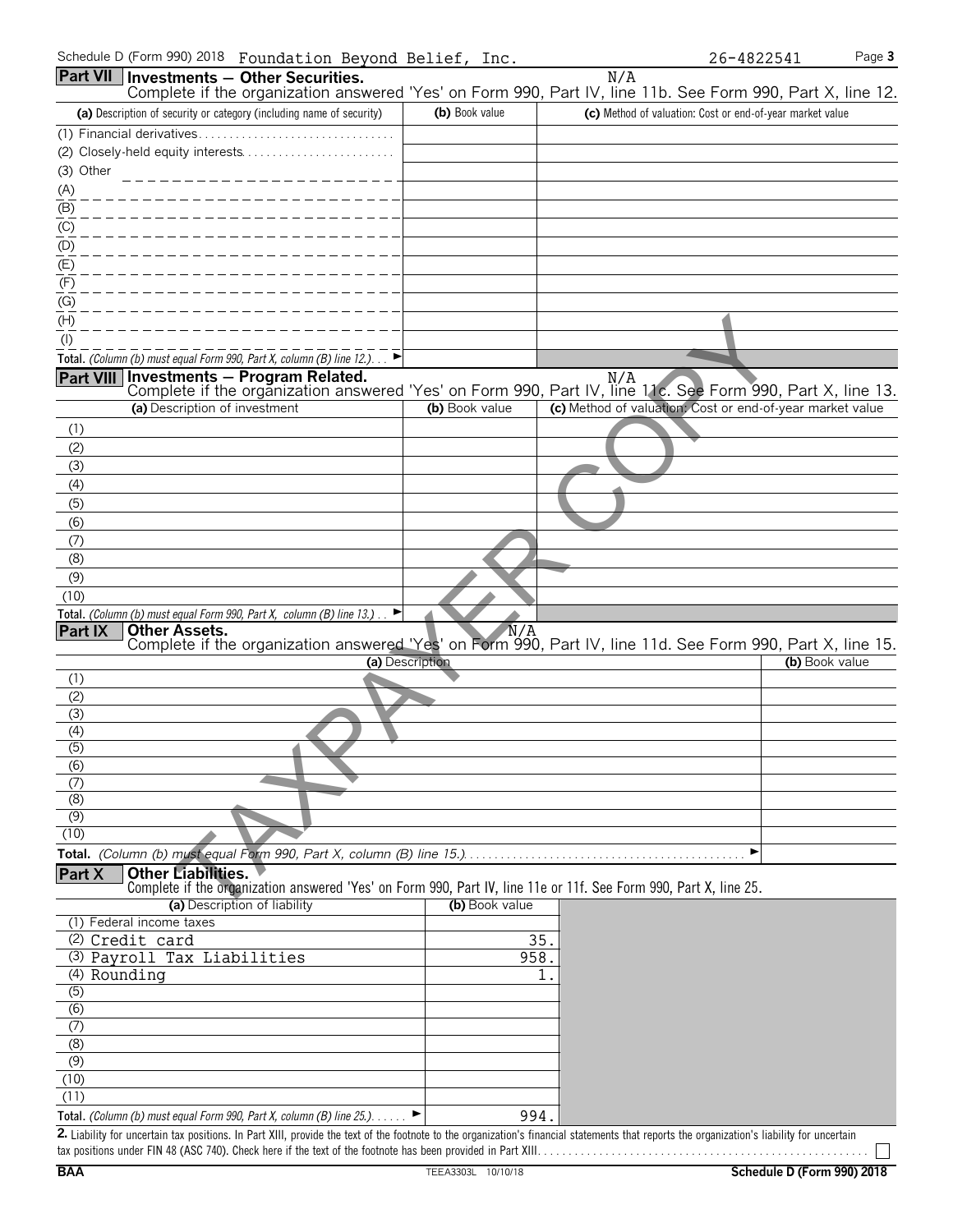Schedule D (Form 990) 2018 Foundation Beyond Belief, Inc. 26-4822541

## Part VII Investments — Other Securities.

N/A

Complete if the organization answered 'Yes' on Form 990, Part IV, line 11b. See Form 990, Part X, line 12.

| (a) Description of security or category (including name of security) | (b) Book value | (c) Method of valuation: Cost or end-of-year market value |
|---|---|---|
| (1) Financial derivatives | | |
| (2) Closely-held equity interests | | |
| (3) Other | | |
| (A) | | |
| (B) | | |
| (C) | | |
| (D) | | |
| (E) | | |
| (F) | | |
| (G) | | |
| (H) | | |
| (I) | | |
| **Total.** *(Column (b) must equal Form 990, Part X, column (B) line 12.)* ► | | |

## Part VIII Investments — Program Related.

N/A

Complete if the organization answered 'Yes' on Form 990, Part IV, line 11c. See Form 990, Part X, line 13.

| (a) Description of investment | (b) Book value | (c) Method of valuation: Cost or end-of-year market value |
|---|---|---|
| (1) | | |
| (2) | | |
| (3) | | |
| (4) | | |
| (5) | | |
| (6) | | |
| (7) | | |
| (8) | | |
| (9) | | |
| (10) | | |
| **Total.** *(Column (b) must equal Form 990, Part X, column (B) line 13.)* ► | | |

## Part IX Other Assets.

N/A

Complete if the organization answered 'Yes' on Form 990, Part IV, line 11d. See Form 990, Part X, line 15.

| (a) Description | (b) Book value |
|---|---|
| (1) | |
| (2) | |
| (3) | |
| (4) | |
| (5) | |
| (6) | |
| (7) | |
| (8) | |
| (9) | |
| (10) | |
| **Total.** *(Column (b) must equal Form 990, Part X, column (B) line 15.)* ► | |

## Part X Other Liabilities.

Complete if the organization answered 'Yes' on Form 990, Part IV, line 11e or 11f. See Form 990, Part X, line 25.

| (a) Description of liability | (b) Book value |
|---|---|
| (1) Federal income taxes | |
| (2) Credit card | 35. |
| (3) Payroll Tax Liabilities | 958. |
| (4) Rounding | 1. |
| (5) | |
| (6) | |
| (7) | |
| (8) | |
| (9) | |
| (10) | |
| (11) | |
| **Total.** *(Column (b) must equal Form 990, Part X, column (B) line 25.)* ► | 994. |

**2.** Liability for uncertain tax positions. In Part XIII, provide the text of the footnote to the organization's financial statements that reports the organization's liability for uncertain tax positions under FIN 48 (ASC 740). Check here if the text of the footnote has been provided in Part XIII. ☐

BAA TEEA3303L 10/10/18 Schedule D (Form 990) 2018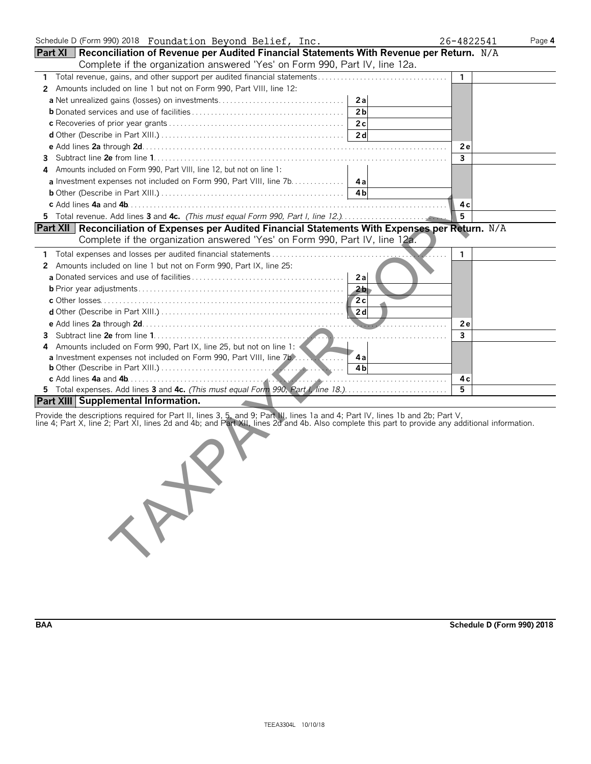Schedule D (Form 990) 2018 Foundation Beyond Belief, Inc. 26-4822541 Page **4**

## Part XI Reconciliation of Revenue per Audited Financial Statements With Revenue per Return. N/A

Complete if the organization answered 'Yes' on Form 990, Part IV, line 12a.

| | | | | |
|---|---|---|---|---|
| **1** Total revenue, gains, and other support per audited financial statements | | | 1 | |
| **2** Amounts included on line 1 but not on Form 990, Part VIII, line 12: | | | | |
| **a** Net unrealized gains (losses) on investments | 2a | | | |
| **b** Donated services and use of facilities | 2b | | | |
| **c** Recoveries of prior year grants | 2c | | | |
| **d** Other (Describe in Part XIII.) | 2d | | | |
| **e** Add lines **2a** through **2d** | | | 2e | |
| **3** Subtract line **2e** from line **1** | | | 3 | |
| **4** Amounts included on Form 990, Part VIII, line 12, but not on line 1: | | | | |
| **a** Investment expenses not included on Form 990, Part VIII, line 7b | 4a | | | |
| **b** Other (Describe in Part XIII.) | 4b | | | |
| **c** Add lines **4a** and **4b** | | | 4c | |
| **5** Total revenue. Add lines **3** and **4c.** *(This must equal Form 990, Part I, line 12.)* | | | 5 | |

## Part XII Reconciliation of Expenses per Audited Financial Statements With Expenses per Return. N/A

Complete if the organization answered 'Yes' on Form 990, Part IV, line 12a.

| | | | | |
|---|---|---|---|---|
| **1** Total expenses and losses per audited financial statements | | | 1 | |
| **2** Amounts included on line 1 but not on Form 990, Part IX, line 25: | | | | |
| **a** Donated services and use of facilities | 2a | | | |
| **b** Prior year adjustments | 2b | | | |
| **c** Other losses | 2c | | | |
| **d** Other (Describe in Part XIII.) | 2d | | | |
| **e** Add lines **2a** through **2d** | | | 2e | |
| **3** Subtract line **2e** from line **1** | | | 3 | |
| **4** Amounts included on Form 990, Part IX, line 25, but not on line 1: | | | | |
| **a** Investment expenses not included on Form 990, Part VIII, line 7b | 4a | | | |
| **b** Other (Describe in Part XIII.) | 4b | | | |
| **c** Add lines **4a** and **4b** | | | 4c | |
| **5** Total expenses. Add lines **3** and **4c.** *(This must equal Form 990, Part I, line 18.)* | | | 5 | |

## Part XIII Supplemental Information.

Provide the descriptions required for Part II, lines 3, 5, and 9; Part III, lines 1a and 4; Part IV, lines 1b and 2b; Part V, line 4; Part X, line 2; Part XI, lines 2d and 4b; and Part XII, lines 2d and 4b. Also complete this part to provide any additional information.

TAXPAYER COPY

BAA Schedule D (Form 990) 2018

TEEA3304L 10/10/18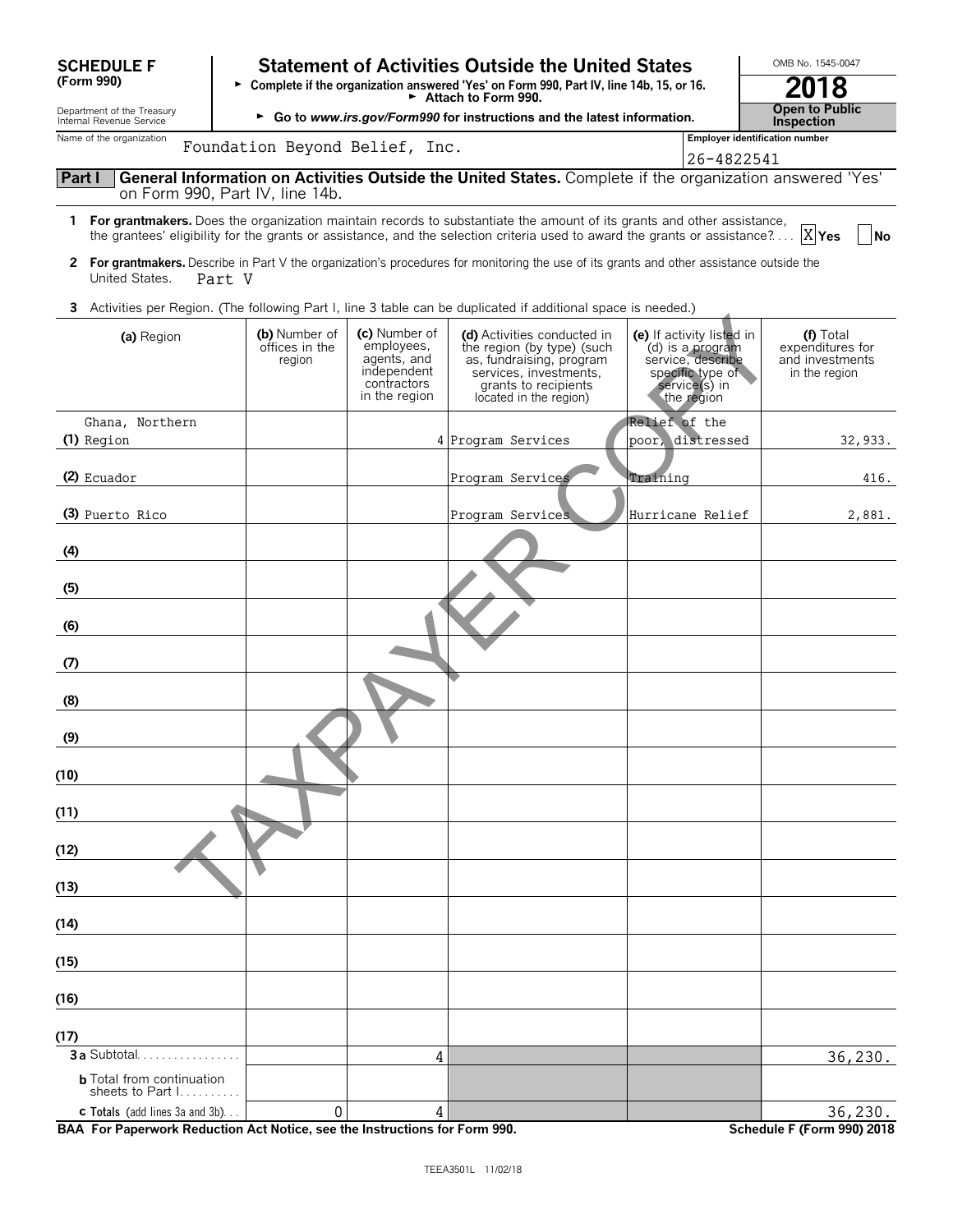**SCHEDULE F (Form 990)**

Department of the Treasury
Internal Revenue Service

# Statement of Activities Outside the United States

► Complete if the organization answered 'Yes' on Form 990, Part IV, line 14b, 15, or 16.
► Attach to Form 990.
► Go to www.irs.gov/Form990 for instructions and the latest information.

OMB No. 1545-0047

**2018**

**Open to Public Inspection**

Name of the organization: Foundation Beyond Belief, Inc.

Employer identification number: 26-4822541

## Part I — General Information on Activities Outside the United States. Complete if the organization answered 'Yes' on Form 990, Part IV, line 14b.

**1 For grantmakers.** Does the organization maintain records to substantiate the amount of its grants and other assistance, the grantees' eligibility for the grants or assistance, and the selection criteria used to award the grants or assistance? [X] Yes [ ] No

**2 For grantmakers.** Describe in Part V the organization's procedures for monitoring the use of its grants and other assistance outside the United States. Part V

**3** Activities per Region. (The following Part I, line 3 table can be duplicated if additional space is needed.)

| (a) Region | (b) Number of offices in the region | (c) Number of employees, agents, and independent contractors in the region | (d) Activities conducted in the region (by type) (such as, fundraising, program services, investments, grants to recipients located in the region) | (e) If activity listed in (d) is a program service, describe specific type of service(s) in the region | (f) Total expenditures for and investments in the region |
|---|---|---|---|---|---|
| (1) Ghana, Northern Region | | 4 | Program Services | Relief of the poor, distressed | 32,933. |
| (2) Ecuador | | | Program Services | Training | 416. |
| (3) Puerto Rico | | | Program Services | Hurricane Relief | 2,881. |
| (4) | | | | | |
| (5) | | | | | |
| (6) | | | | | |
| (7) | | | | | |
| (8) | | | | | |
| (9) | | | | | |
| (10) | | | | | |
| (11) | | | | | |
| (12) | | | | | |
| (13) | | | | | |
| (14) | | | | | |
| (15) | | | | | |
| (16) | | | | | |
| (17) | | | | | |
| **3a** Subtotal | | 4 | | | 36,230. |
| **b** Total from continuation sheets to Part I | | | | | |
| **c Totals** (add lines 3a and 3b) | 0 | 4 | | | 36,230. |

**BAA For Paperwork Reduction Act Notice, see the Instructions for Form 990.** **Schedule F (Form 990) 2018**

TEEA3501L 11/02/18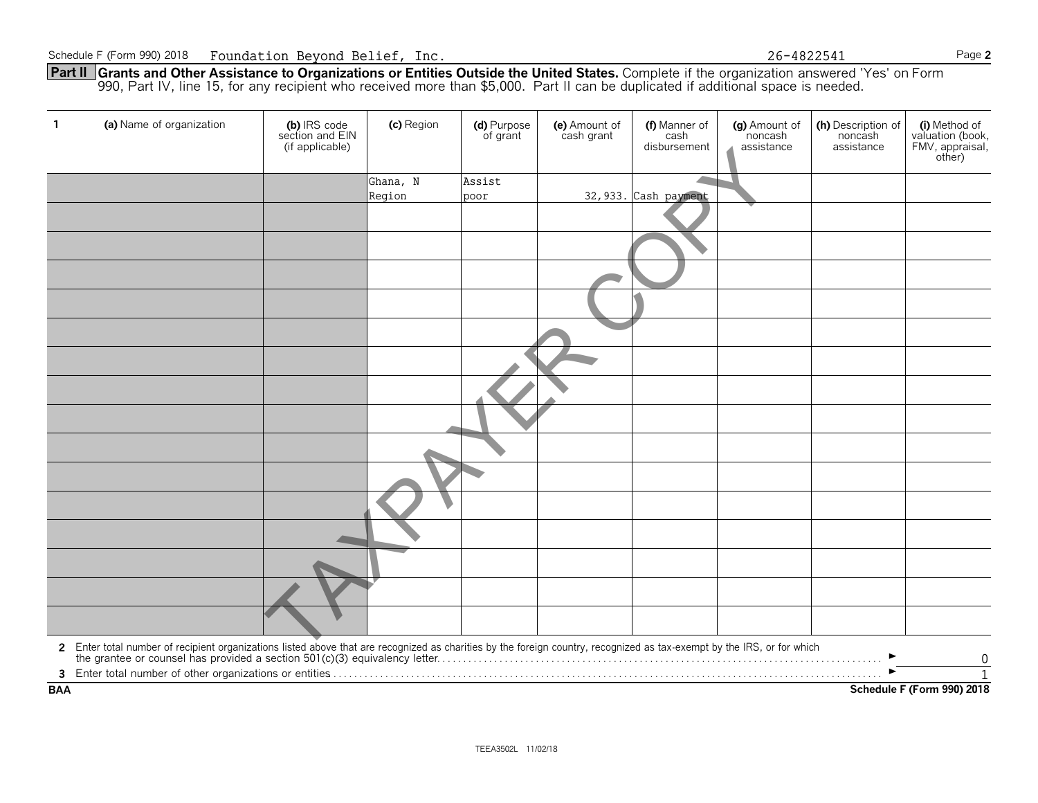Schedule F (Form 990) 2018 Foundation Beyond Belief, Inc. 26-4822541

**Part II Grants and Other Assistance to Organizations or Entities Outside the United States.** Complete if the organization answered 'Yes' on Form 990, Part IV, line 15, for any recipient who received more than $5,000. Part II can be duplicated if additional space is needed.

| 1 (a) Name of organization | (b) IRS code section and EIN (if applicable) | (c) Region | (d) Purpose of grant | (e) Amount of cash grant | (f) Manner of cash disbursement | (g) Amount of noncash assistance | (h) Description of noncash assistance | (i) Method of valuation (book, FMV, appraisal, other) |
|---|---|---|---|---|---|---|---|---|
| | | Ghana, N Region | Assist poor | 32,933. | Cash payment | | | |
| | | | | | | | | |
| | | | | | | | | |
| | | | | | | | | |
| | | | | | | | | |
| | | | | | | | | |
| | | | | | | | | |
| | | | | | | | | |
| | | | | | | | | |
| | | | | | | | | |
| | | | | | | | | |
| | | | | | | | | |
| | | | | | | | | |
| | | | | | | | | |
| | | | | | | | | |
| | | | | | | | | |

**2** Enter total number of recipient organizations listed above that are recognized as charities by the foreign country, recognized as tax-exempt by the IRS, or for which the grantee or counsel has provided a section 501(c)(3) equivalency letter. ► 0

**3** Enter total number of other organizations or entities ► 1

**BAA** **Schedule F (Form 990) 2018**

TAXPAYER COPY

TEEA3502L 11/02/18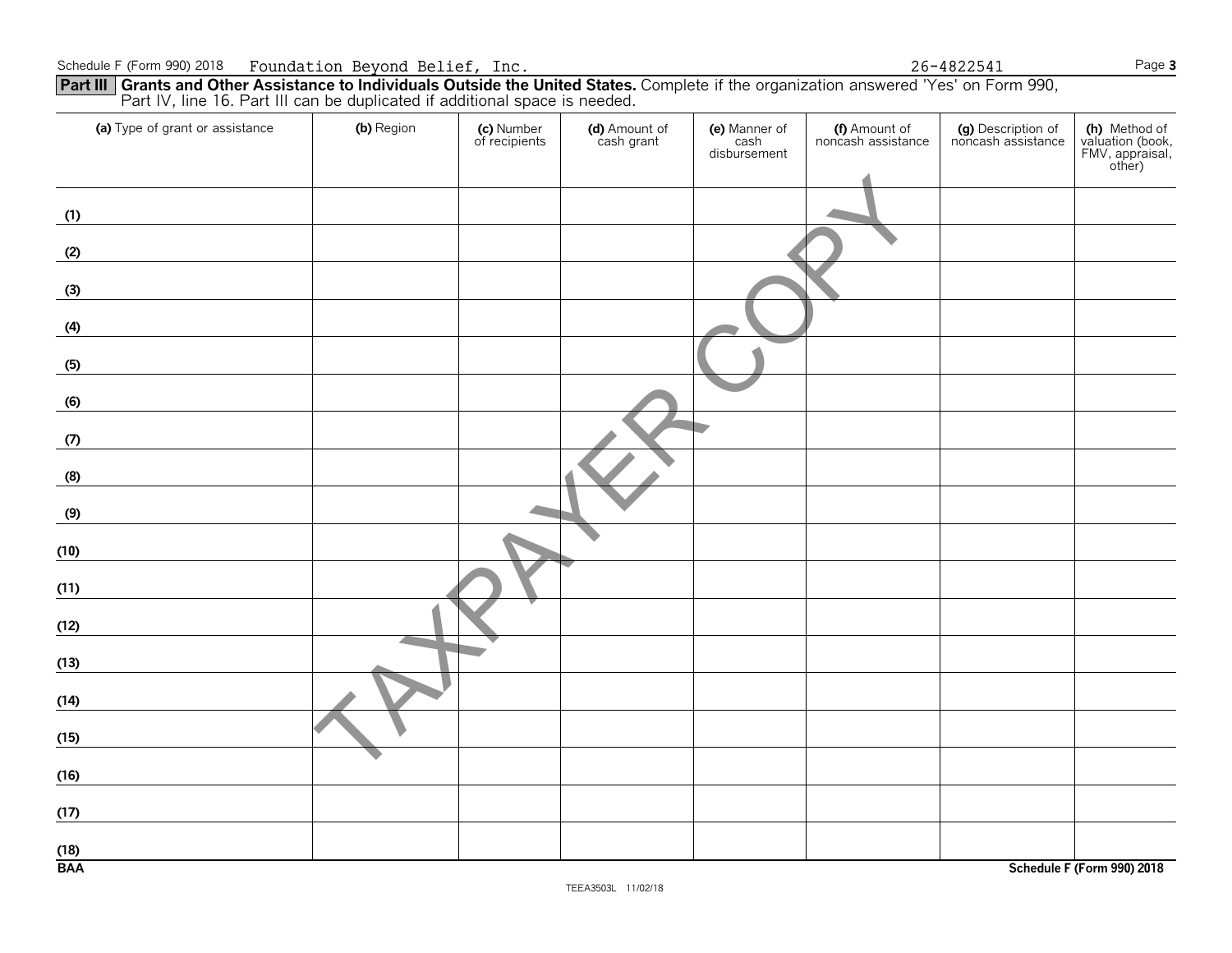Schedule F (Form 990) 2018 Foundation Beyond Belief, Inc. 26-4822541

**Part III** **Grants and Other Assistance to Individuals Outside the United States.** Complete if the organization answered 'Yes' on Form 990, Part IV, line 16. Part III can be duplicated if additional space is needed.

| (a) Type of grant or assistance | (b) Region | (c) Number of recipients | (d) Amount of cash grant | (e) Manner of cash disbursement | (f) Amount of noncash assistance | (g) Description of noncash assistance | (h) Method of valuation (book, FMV, appraisal, other) |
|---|---|---|---|---|---|---|---|
| (1) | | | | | | | |
| (2) | | | | | | | |
| (3) | | | | | | | |
| (4) | | | | | | | |
| (5) | | | | | | | |
| (6) | | | | | | | |
| (7) | | | | | | | |
| (8) | | | | | | | |
| (9) | | | | | | | |
| (10) | | | | | | | |
| (11) | | | | | | | |
| (12) | | | | | | | |
| (13) | | | | | | | |
| (14) | | | | | | | |
| (15) | | | | | | | |
| (16) | | | | | | | |
| (17) | | | | | | | |
| (18) | | | | | | | |

TAXPAYER COPY

**BAA** **Schedule F (Form 990) 2018**

TEEA3503L 11/02/18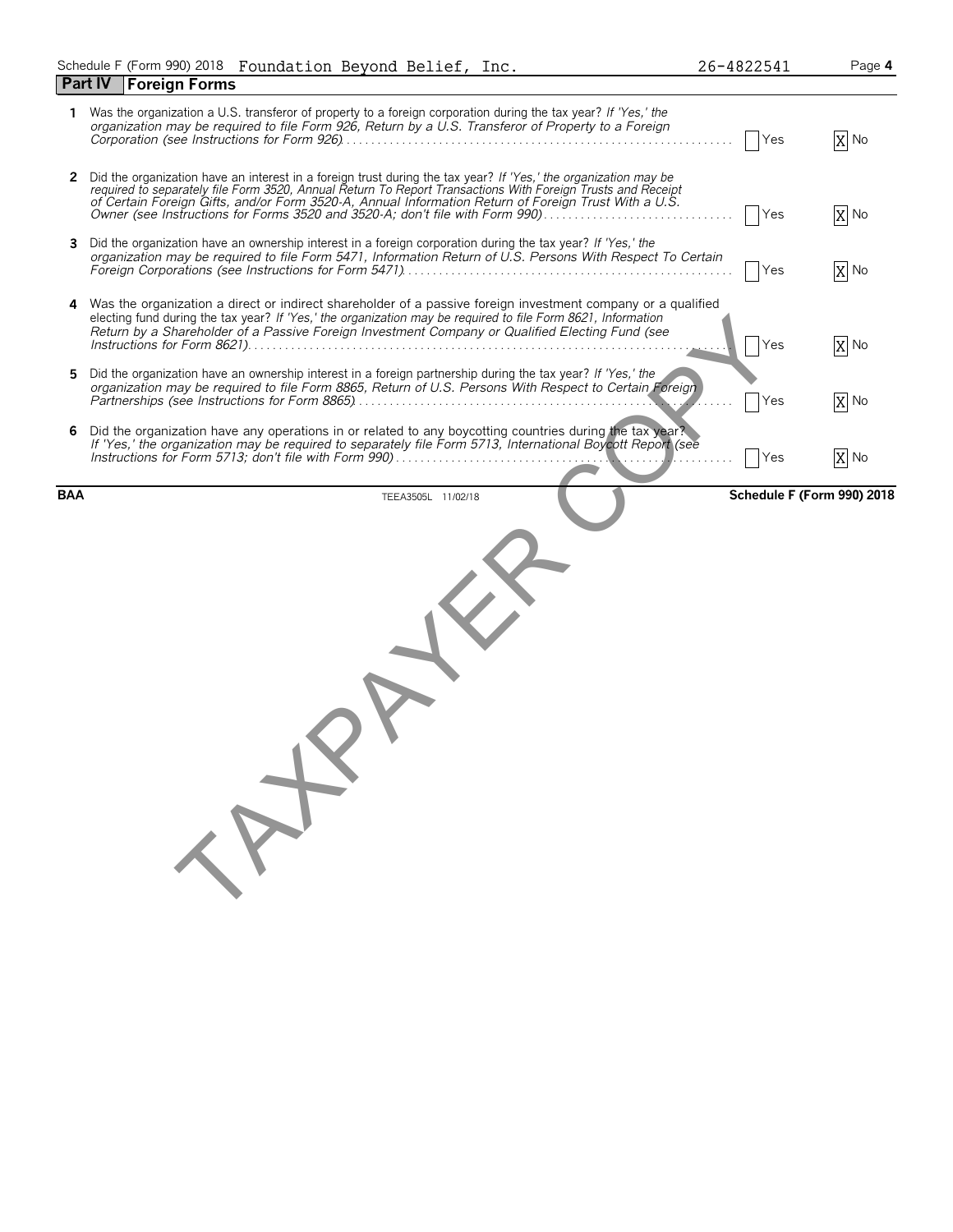Schedule F (Form 990) 2018 Foundation Beyond Belief, Inc. 26-4822541

## Part IV Foreign Forms

| | | | |
|---|---|---|---|
| **1** | Was the organization a U.S. transferor of property to a foreign corporation during the tax year? *If 'Yes,' the organization may be required to file Form 926, Return by a U.S. Transferor of Property to a Foreign Corporation (see Instructions for Form 926)* | Yes | [X] No |
| **2** | Did the organization have an interest in a foreign trust during the tax year? *If 'Yes,' the organization may be required to separately file Form 3520, Annual Return To Report Transactions With Foreign Trusts and Receipt of Certain Foreign Gifts, and/or Form 3520-A, Annual Information Return of Foreign Trust With a U.S. Owner (see Instructions for Forms 3520 and 3520-A; don't file with Form 990)* | Yes | [X] No |
| **3** | Did the organization have an ownership interest in a foreign corporation during the tax year? *If 'Yes,' the organization may be required to file Form 5471, Information Return of U.S. Persons With Respect To Certain Foreign Corporations (see Instructions for Form 5471)* | Yes | [X] No |
| **4** | Was the organization a direct or indirect shareholder of a passive foreign investment company or a qualified electing fund during the tax year? *If 'Yes,' the organization may be required to file Form 8621, Information Return by a Shareholder of a Passive Foreign Investment Company or Qualified Electing Fund (see Instructions for Form 8621)* | Yes | [X] No |
| **5** | Did the organization have an ownership interest in a foreign partnership during the tax year? *If 'Yes,' the organization may be required to file Form 8865, Return of U.S. Persons With Respect to Certain Foreign Partnerships (see Instructions for Form 8865)* | Yes | [X] No |
| **6** | Did the organization have any operations in or related to any boycotting countries during the tax year? *If 'Yes,' the organization may be required to separately file Form 5713, International Boycott Report (see Instructions for Form 5713; don't file with Form 990)* | Yes | [X] No |

**BAA** TEEA3505L 11/02/18 **Schedule F (Form 990) 2018**

TAXPAYER COPY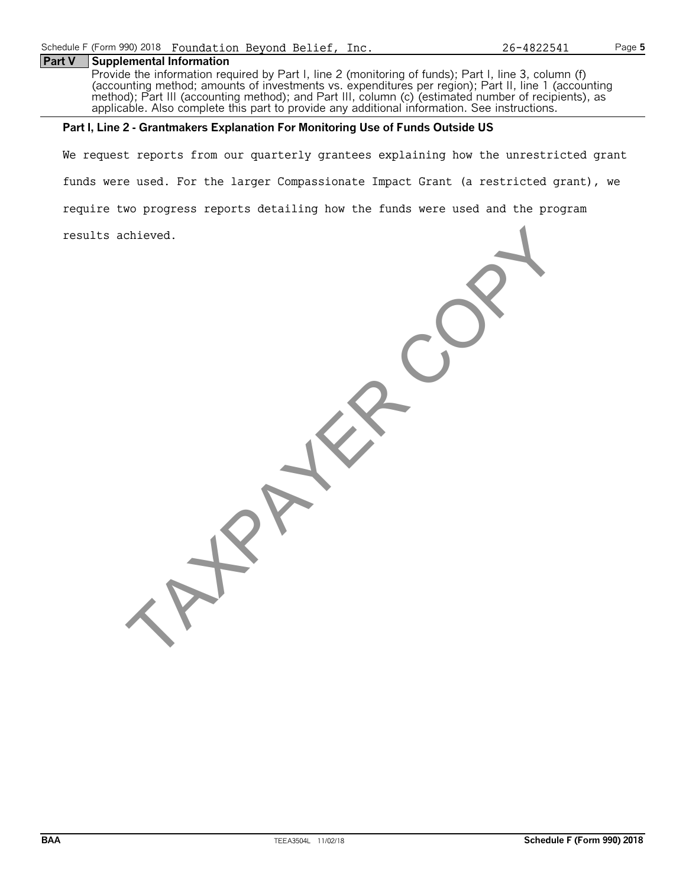## Part V Supplemental Information

Provide the information required by Part I, line 2 (monitoring of funds); Part I, line 3, column (f) (accounting method; amounts of investments vs. expenditures per region); Part II, line 1 (accounting method); Part III (accounting method); and Part III, column (c) (estimated number of recipients), as applicable. Also complete this part to provide any additional information. See instructions.

**Part I, Line 2 - Grantmakers Explanation For Monitoring Use of Funds Outside US**

We request reports from our quarterly grantees explaining how the unrestricted grant funds were used. For the larger Compassionate Impact Grant (a restricted grant), we require two progress reports detailing how the funds were used and the program results achieved.

TAXPAYER COPY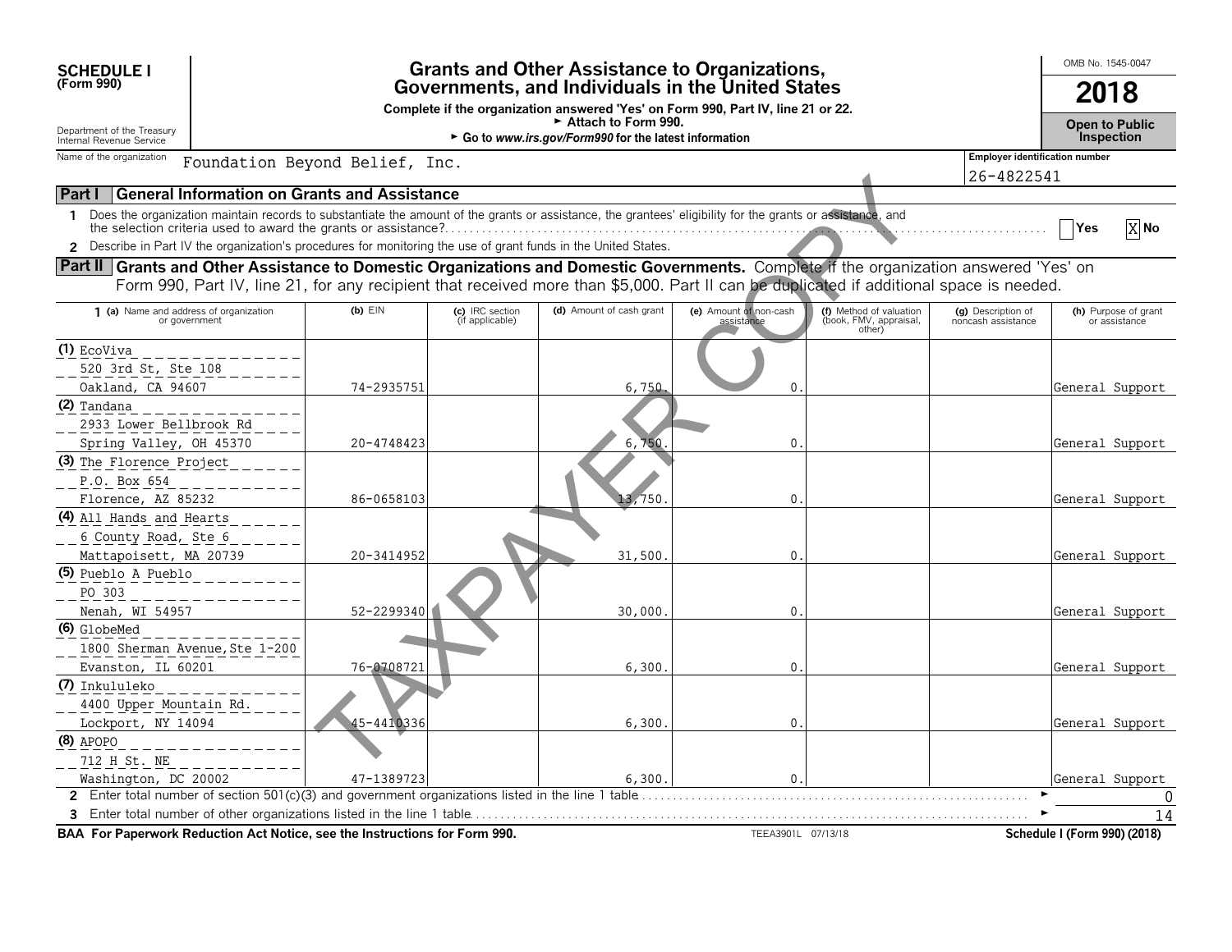**SCHEDULE I**
**(Form 990)**

Department of the Treasury
Internal Revenue Service

# Grants and Other Assistance to Organizations, Governments, and Individuals in the United States

**Complete if the organization answered 'Yes' on Form 990, Part IV, line 21 or 22.**
► **Attach to Form 990.**
► **Go to *www.irs.gov/Form990* for the latest information**

OMB No. 1545-0047

**2018**

**Open to Public Inspection**

Name of the organization: Foundation Beyond Belief, Inc.

Employer identification number: 26-4822541

## Part I — General Information on Grants and Assistance

1 Does the organization maintain records to substantiate the amount of the grants or assistance, the grantees' eligibility for the grants or assistance, and the selection criteria used to award the grants or assistance? .......... Yes [ ] No [X]

2 Describe in Part IV the organization's procedures for monitoring the use of grant funds in the United States.

## Part II — Grants and Other Assistance to Domestic Organizations and Domestic Governments.

Complete if the organization answered 'Yes' on Form 990, Part IV, line 21, for any recipient that received more than $5,000. Part II can be duplicated if additional space is needed.

| 1 (a) Name and address of organization or government | (b) EIN | (c) IRC section (if applicable) | (d) Amount of cash grant | (e) Amount of non-cash assistance | (f) Method of valuation (book, FMV, appraisal, other) | (g) Description of noncash assistance | (h) Purpose of grant or assistance |
|---|---|---|---|---|---|---|---|
| (1) EcoViva<br>520 3rd St, Ste 108<br>Oakland, CA 94607 | 74-2935751 | | 6,750. | 0. | | | General Support |
| (2) Tandana<br>2933 Lower Bellbrook Rd<br>Spring Valley, OH 45370 | 20-4748423 | | 6,750. | 0. | | | General Support |
| (3) The Florence Project<br>P.O. Box 654<br>Florence, AZ 85232 | 86-0658103 | | 13,750. | 0. | | | General Support |
| (4) All Hands and Hearts<br>6 County Road, Ste 6<br>Mattapoisett, MA 20739 | 20-3414952 | | 31,500. | 0. | | | General Support |
| (5) Pueblo A Pueblo<br>PO 303<br>Nenah, WI 54957 | 52-2299340 | | 30,000. | 0. | | | General Support |
| (6) GlobeMed<br>1800 Sherman Avenue, Ste 1-200<br>Evanston, IL 60201 | 76-0708721 | | 6,300. | 0. | | | General Support |
| (7) Inkululeko<br>4400 Upper Mountain Rd.<br>Lockport, NY 14094 | 45-4410336 | | 6,300. | 0. | | | General Support |
| (8) APOPO<br>712 H St. NE<br>Washington, DC 20002 | 47-1389723 | | 6,300. | 0. | | | General Support |

2 Enter total number of section 501(c)(3) and government organizations listed in the line 1 table .......... ► 0

3 Enter total number of other organizations listed in the line 1 table .......... ► 14

**BAA For Paperwork Reduction Act Notice, see the Instructions for Form 990.** TEEA3901L 07/13/18 **Schedule I (Form 990) (2018)**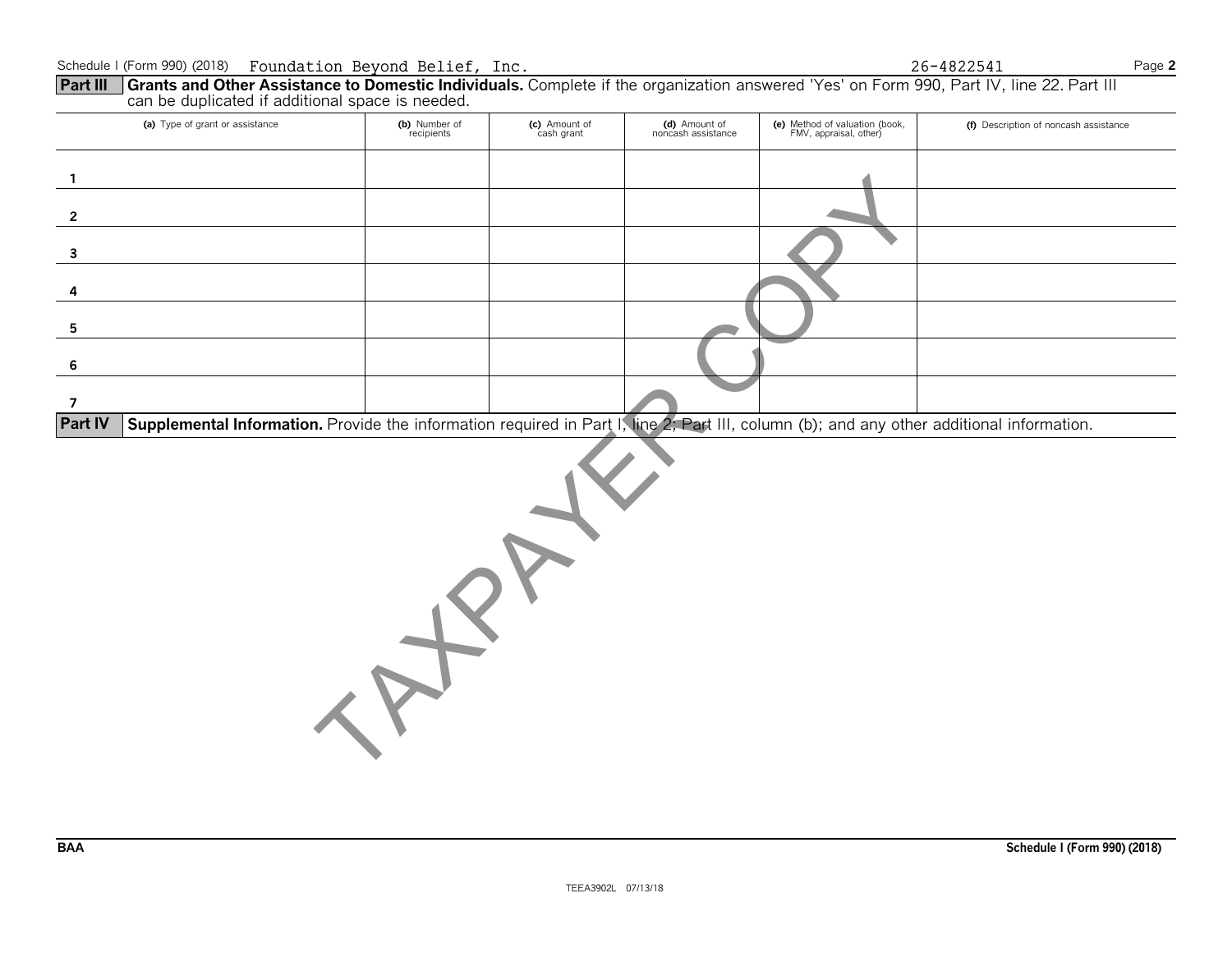Schedule I (Form 990) (2018) Foundation Beyond Belief, Inc. 26-4822541

## Part III Grants and Other Assistance to Domestic Individuals.

Complete if the organization answered 'Yes' on Form 990, Part IV, line 22. Part III can be duplicated if additional space is needed.

| | (a) Type of grant or assistance | (b) Number of recipients | (c) Amount of cash grant | (d) Amount of noncash assistance | (e) Method of valuation (book, FMV, appraisal, other) | (f) Description of noncash assistance |
|---|---|---|---|---|---|---|
| 1 | | | | | | |
| 2 | | | | | | |
| 3 | | | | | | |
| 4 | | | | | | |
| 5 | | | | | | |
| 6 | | | | | | |
| 7 | | | | | | |

## Part IV Supplemental Information.

Provide the information required in Part I, line 2; Part III, column (b); and any other additional information.

TAXPAYER COPY

BAA Schedule I (Form 990) (2018)

TEEA3902L 07/13/18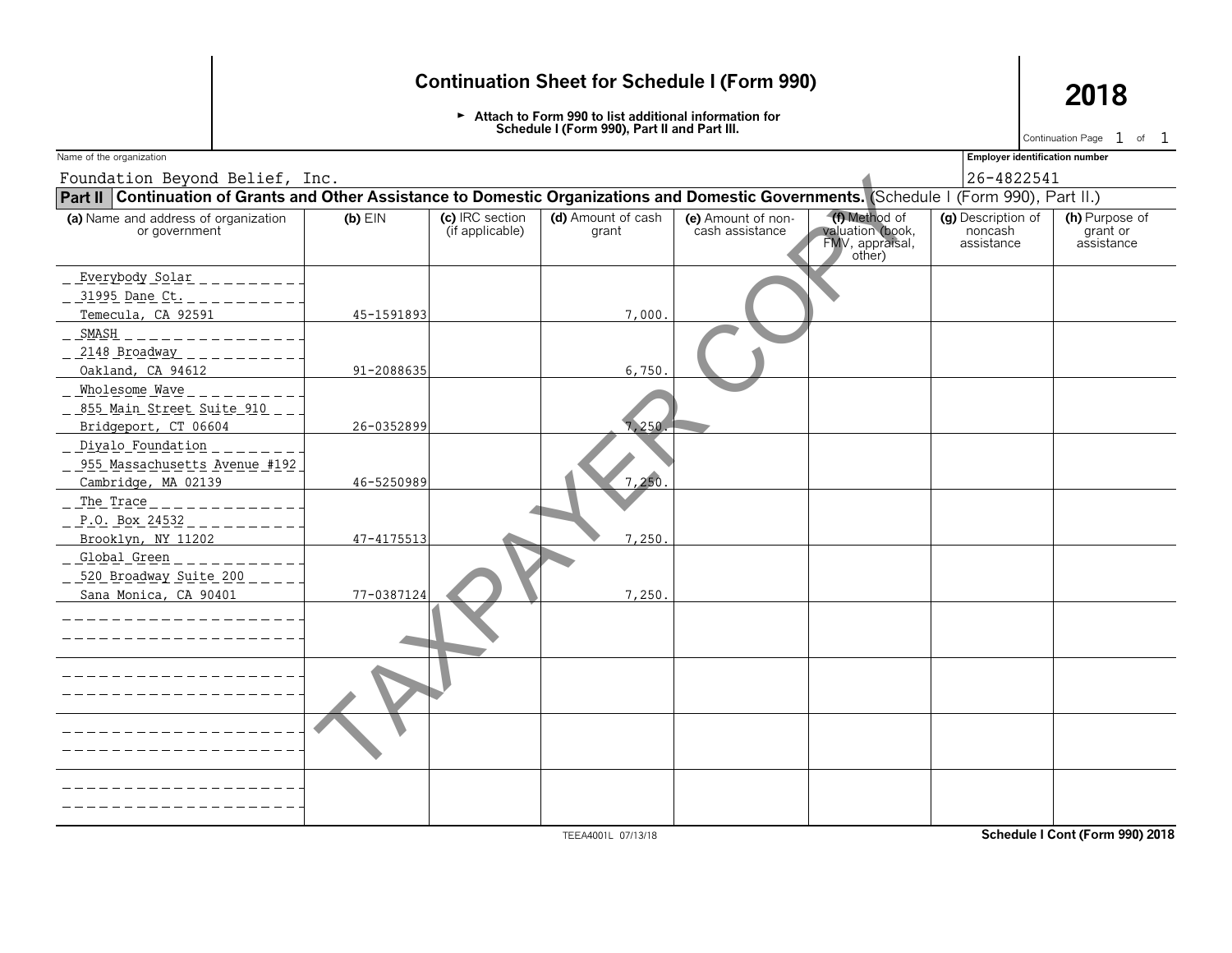# Continuation Sheet for Schedule I (Form 990)

► Attach to Form 990 to list additional information for Schedule I (Form 990), Part II and Part III.

**2018**

Continuation Page 1 of 1

Name of the organization: Foundation Beyond Belief, Inc.

Employer identification number: 26-4822541

**Part II** **Continuation of Grants and Other Assistance to Domestic Organizations and Domestic Governments.** (Schedule I (Form 990), Part II.)

| (a) Name and address of organization or government | (b) EIN | (c) IRC section (if applicable) | (d) Amount of cash grant | (e) Amount of non-cash assistance | (f) Method of valuation (book, FMV, appraisal, other) | (g) Description of noncash assistance | (h) Purpose of grant or assistance |
|---|---|---|---|---|---|---|---|
| Everybody Solar<br>31995 Dane Ct.<br>Temecula, CA 92591 | 45-1591893 | | 7,000. | | | | |
| SMASH<br>2148 Broadway<br>Oakland, CA 94612 | 91-2088635 | | 6,750. | | | | |
| Wholesome Wave<br>855 Main Street Suite 910<br>Bridgeport, CT 06604 | 26-0352899 | | 7,250. | | | | |
| Diyalo Foundation<br>955 Massachusetts Avenue #192<br>Cambridge, MA 02139 | 46-5250989 | | 7,250. | | | | |
| The Trace<br>P.O. Box 24532<br>Brooklyn, NY 11202 | 47-4175513 | | 7,250. | | | | |
| Global Green<br>520 Broadway Suite 200<br>Sana Monica, CA 90401 | 77-0387124 | | 7,250. | | | | |
| | | | | | | | |
| | | | | | | | |
| | | | | | | | |
| | | | | | | | |

TEEA4001L 07/13/18

Schedule I Cont (Form 990) 2018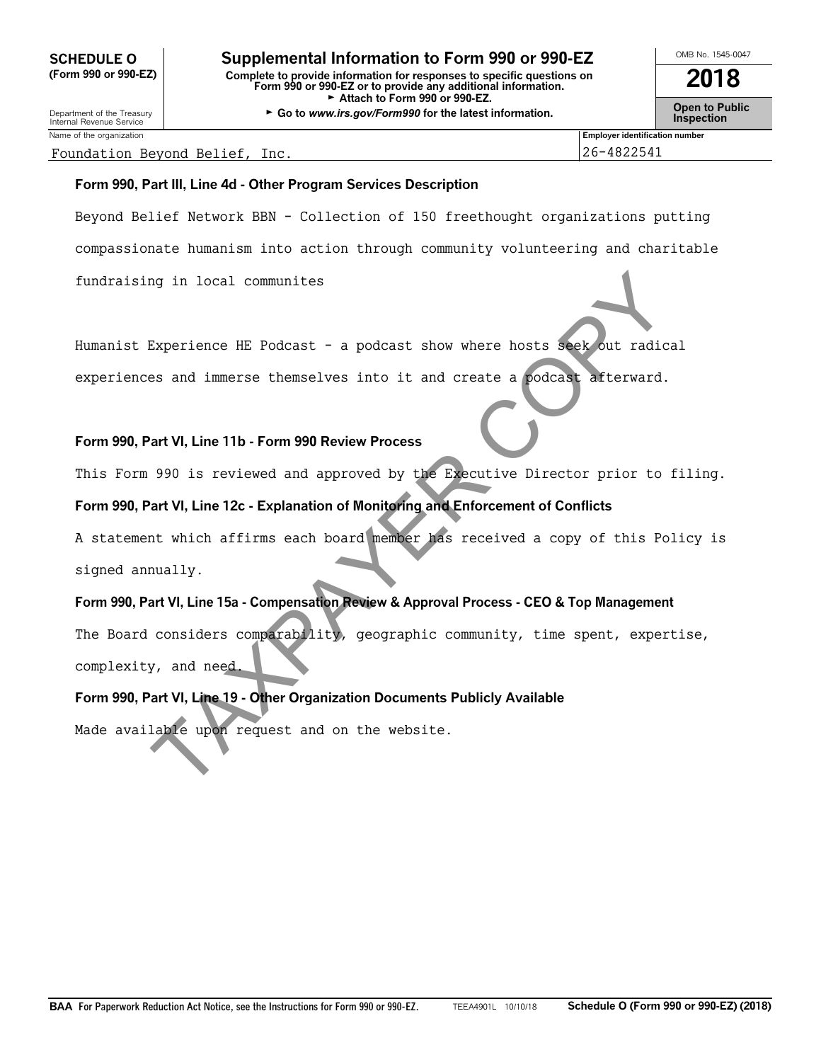**SCHEDULE O**
**(Form 990 or 990-EZ)**

Department of the Treasury
Internal Revenue Service

# Supplemental Information to Form 990 or 990-EZ

**Complete to provide information for responses to specific questions on Form 990 or 990-EZ or to provide any additional information.**
► **Attach to Form 990 or 990-EZ.**
► **Go to *www.irs.gov/Form990* for the latest information.**

OMB No. 1545-0047

**2018**

**Open to Public Inspection**

| Name of the organization | Employer identification number |
|---|---|
| Foundation Beyond Belief, Inc. | 26-4822541 |

**Form 990, Part III, Line 4d - Other Program Services Description**

Beyond Belief Network BBN - Collection of 150 freethought organizations putting compassionate humanism into action through community volunteering and charitable fundraising in local communites

Humanist Experience HE Podcast - a podcast show where hosts seek out radical experiences and immerse themselves into it and create a podcast afterward.

**Form 990, Part VI, Line 11b - Form 990 Review Process**

This Form 990 is reviewed and approved by the Executive Director prior to filing.

**Form 990, Part VI, Line 12c - Explanation of Monitoring and Enforcement of Conflicts**

A statement which affirms each board member has received a copy of this Policy is signed annually.

**Form 990, Part VI, Line 15a - Compensation Review & Approval Process - CEO & Top Management**

The Board considers comparability, geographic community, time spent, expertise, complexity, and need.

**Form 990, Part VI, Line 19 - Other Organization Documents Publicly Available**

Made available upon request and on the website.

TAXPAYER COPY

**BAA For Paperwork Reduction Act Notice, see the Instructions for Form 990 or 990-EZ.** TEEA4901L 10/10/18 **Schedule O (Form 990 or 990-EZ) (2018)**